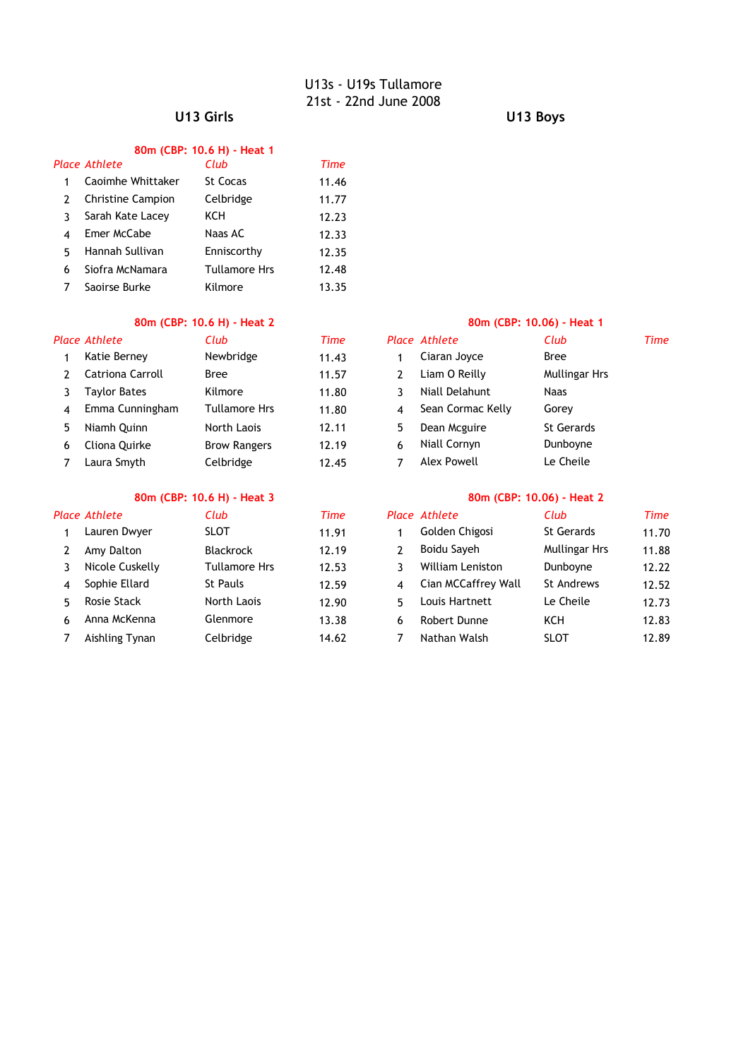# U13s - U19s Tullamore
21st - 22nd June 2008

## U13 Girls

### 80m (CBP: 10.6 H) - Heat 1

| Place | Athlete | Club | Time |
|---|---|---|---|
| 1 | Caoimhe Whittaker | St Cocas | 11.46 |
| 2 | Christine Campion | Celbridge | 11.77 |
| 3 | Sarah Kate Lacey | KCH | 12.23 |
| 4 | Emer McCabe | Naas AC | 12.33 |
| 5 | Hannah Sullivan | Enniscorthy | 12.35 |
| 6 | Siofra McNamara | Tullamore Hrs | 12.48 |
| 7 | Saoirse Burke | Kilmore | 13.35 |

### 80m (CBP: 10.6 H) - Heat 2

| Place | Athlete | Club | Time |
|---|---|---|---|
| 1 | Katie Berney | Newbridge | 11.43 |
| 2 | Catriona Carroll | Bree | 11.57 |
| 3 | Taylor Bates | Kilmore | 11.80 |
| 4 | Emma Cunningham | Tullamore Hrs | 11.80 |
| 5 | Niamh Quinn | North Laois | 12.11 |
| 6 | Cliona Quirke | Brow Rangers | 12.19 |
| 7 | Laura Smyth | Celbridge | 12.45 |

### 80m (CBP: 10.6 H) - Heat 3

| Place | Athlete | Club | Time |
|---|---|---|---|
| 1 | Lauren Dwyer | SLOT | 11.91 |
| 2 | Amy Dalton | Blackrock | 12.19 |
| 3 | Nicole Cuskelly | Tullamore Hrs | 12.53 |
| 4 | Sophie Ellard | St Pauls | 12.59 |
| 5 | Rosie Stack | North Laois | 12.90 |
| 6 | Anna McKenna | Glenmore | 13.38 |
| 7 | Aishling Tynan | Celbridge | 14.62 |

## U13 Boys

### 80m (CBP: 10.06) - Heat 1

| Place | Athlete | Club | Time |
|---|---|---|---|
| 1 | Ciaran Joyce | Bree | |
| 2 | Liam O Reilly | Mullingar Hrs | |
| 3 | Niall Delahunt | Naas | |
| 4 | Sean Cormac Kelly | Gorey | |
| 5 | Dean Mcguire | St Gerards | |
| 6 | Niall Cornyn | Dunboyne | |
| 7 | Alex Powell | Le Cheile | |

### 80m (CBP: 10.06) - Heat 2

| Place | Athlete | Club | Time |
|---|---|---|---|
| 1 | Golden Chigosi | St Gerards | 11.70 |
| 2 | Boidu Sayeh | Mullingar Hrs | 11.88 |
| 3 | William Leniston | Dunboyne | 12.22 |
| 4 | Cian MCCaffrey Wall | St Andrews | 12.52 |
| 5 | Louis Hartnett | Le Cheile | 12.73 |
| 6 | Robert Dunne | KCH | 12.83 |
| 7 | Nathan Walsh | SLOT | 12.89 |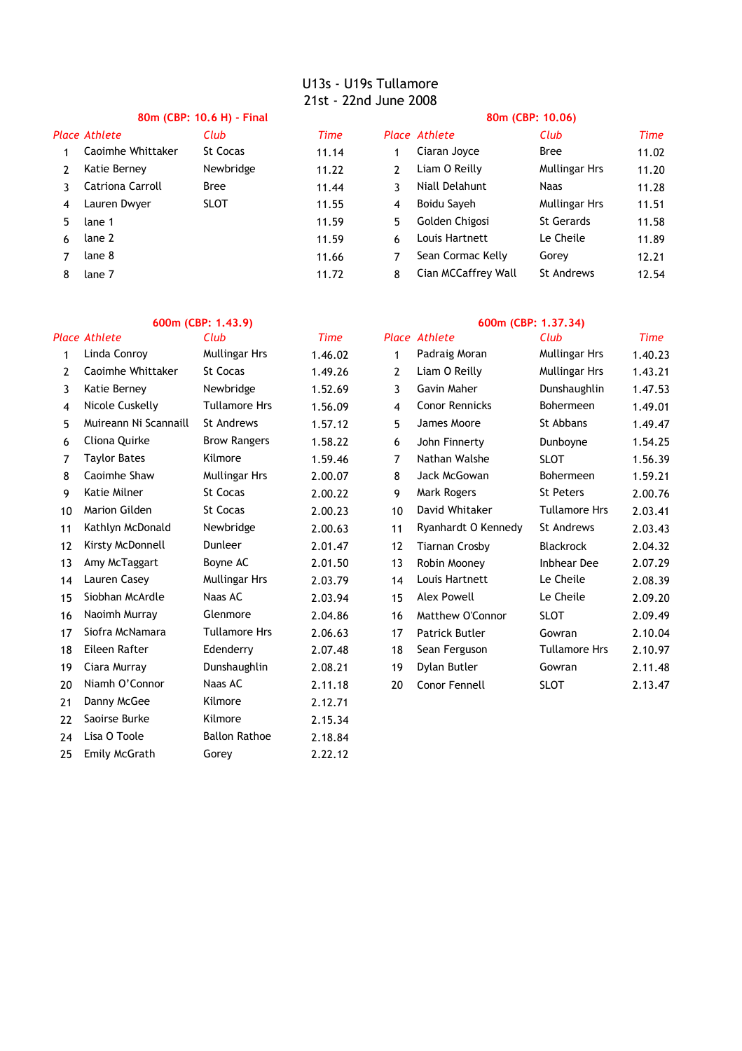# U13s - U19s Tullamore

## 21st - 22nd June 2008

### 80m (CBP: 10.6 H) - Final

| Place | Athlete | Club | Time |
|---|---|---|---|
| 1 | Caoimhe Whittaker | St Cocas | 11.14 |
| 2 | Katie Berney | Newbridge | 11.22 |
| 3 | Catriona Carroll | Bree | 11.44 |
| 4 | Lauren Dwyer | SLOT | 11.55 |
| 5 | lane 1 | | 11.59 |
| 6 | lane 2 | | 11.59 |
| 7 | lane 8 | | 11.66 |
| 8 | lane 7 | | 11.72 |

### 80m (CBP: 10.06)

| Place | Athlete | Club | Time |
|---|---|---|---|
| 1 | Ciaran Joyce | Bree | 11.02 |
| 2 | Liam O Reilly | Mullingar Hrs | 11.20 |
| 3 | Niall Delahunt | Naas | 11.28 |
| 4 | Boidu Sayeh | Mullingar Hrs | 11.51 |
| 5 | Golden Chigosi | St Gerards | 11.58 |
| 6 | Louis Hartnett | Le Cheile | 11.89 |
| 7 | Sean Cormac Kelly | Gorey | 12.21 |
| 8 | Cian MCCaffrey Wall | St Andrews | 12.54 |

### 600m (CBP: 1.43.9)

| Place | Athlete | Club | Time |
|---|---|---|---|
| 1 | Linda Conroy | Mullingar Hrs | 1.46.02 |
| 2 | Caoimhe Whittaker | St Cocas | 1.49.26 |
| 3 | Katie Berney | Newbridge | 1.52.69 |
| 4 | Nicole Cuskelly | Tullamore Hrs | 1.56.09 |
| 5 | Muireann Ni Scannaill | St Andrews | 1.57.12 |
| 6 | Cliona Quirke | Brow Rangers | 1.58.22 |
| 7 | Taylor Bates | Kilmore | 1.59.46 |
| 8 | Caoimhe Shaw | Mullingar Hrs | 2.00.07 |
| 9 | Katie Milner | St Cocas | 2.00.22 |
| 10 | Marion Gilden | St Cocas | 2.00.23 |
| 11 | Kathlyn McDonald | Newbridge | 2.00.63 |
| 12 | Kirsty McDonnell | Dunleer | 2.01.47 |
| 13 | Amy McTaggart | Boyne AC | 2.01.50 |
| 14 | Lauren Casey | Mullingar Hrs | 2.03.79 |
| 15 | Siobhan McArdle | Naas AC | 2.03.94 |
| 16 | Naoimh Murray | Glenmore | 2.04.86 |
| 17 | Siofra McNamara | Tullamore Hrs | 2.06.63 |
| 18 | Eileen Rafter | Edenderry | 2.07.48 |
| 19 | Ciara Murray | Dunshaughlin | 2.08.21 |
| 20 | Niamh O'Connor | Naas AC | 2.11.18 |
| 21 | Danny McGee | Kilmore | 2.12.71 |
| 22 | Saoirse Burke | Kilmore | 2.15.34 |
| 24 | Lisa O Toole | Ballon Rathoe | 2.18.84 |
| 25 | Emily McGrath | Gorey | 2.22.12 |

### 600m (CBP: 1.37.34)

| Place | Athlete | Club | Time |
|---|---|---|---|
| 1 | Padraig Moran | Mullingar Hrs | 1.40.23 |
| 2 | Liam O Reilly | Mullingar Hrs | 1.43.21 |
| 3 | Gavin Maher | Dunshaughlin | 1.47.53 |
| 4 | Conor Rennicks | Bohermeen | 1.49.01 |
| 5 | James Moore | St Abbans | 1.49.47 |
| 6 | John Finnerty | Dunboyne | 1.54.25 |
| 7 | Nathan Walshe | SLOT | 1.56.39 |
| 8 | Jack McGowan | Bohermeen | 1.59.21 |
| 9 | Mark Rogers | St Peters | 2.00.76 |
| 10 | David Whitaker | Tullamore Hrs | 2.03.41 |
| 11 | Ryanhardt O Kennedy | St Andrews | 2.03.43 |
| 12 | Tiarnan Crosby | Blackrock | 2.04.32 |
| 13 | Robin Mooney | Inbhear Dee | 2.07.29 |
| 14 | Louis Hartnett | Le Cheile | 2.08.39 |
| 15 | Alex Powell | Le Cheile | 2.09.20 |
| 16 | Matthew O'Connor | SLOT | 2.09.49 |
| 17 | Patrick Butler | Gowran | 2.10.04 |
| 18 | Sean Ferguson | Tullamore Hrs | 2.10.97 |
| 19 | Dylan Butler | Gowran | 2.11.48 |
| 20 | Conor Fennell | SLOT | 2.13.47 |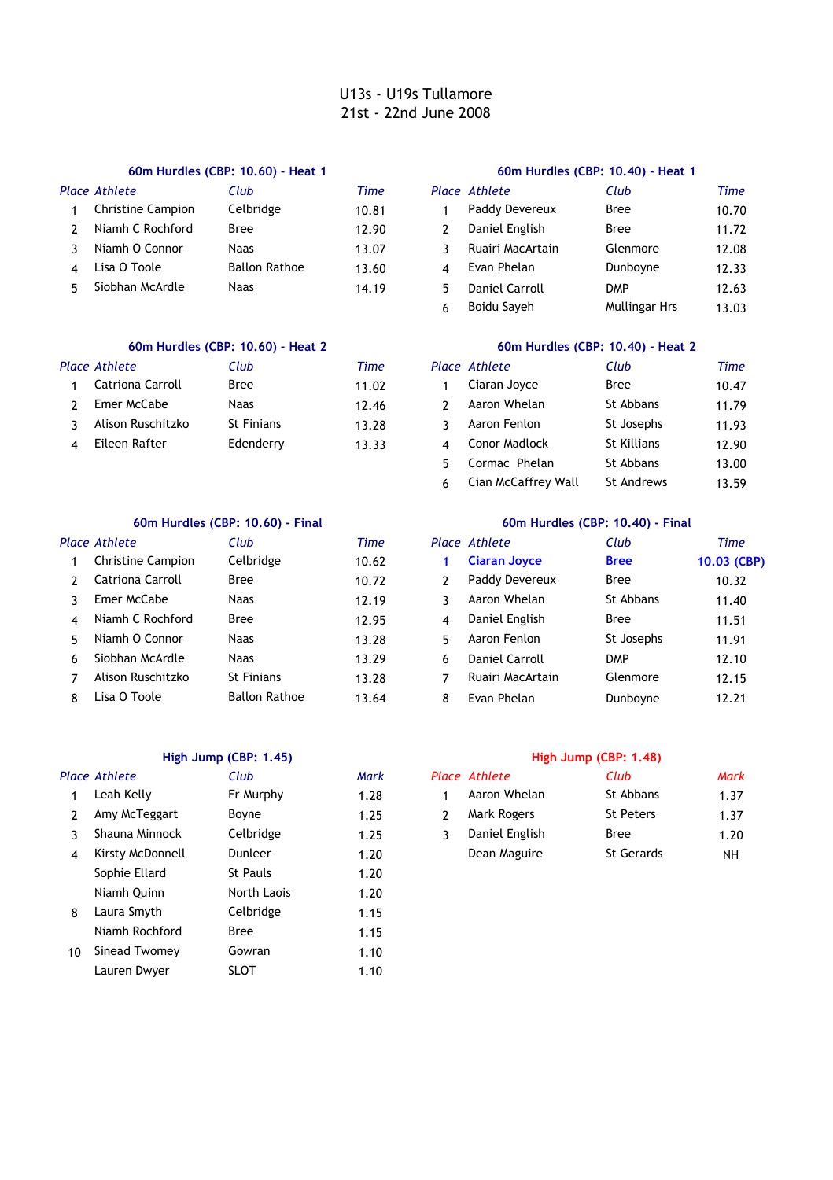# U13s - U19s Tullamore
21st - 22nd June 2008

### 60m Hurdles (CBP: 10.60) - Heat 1

| Place | Athlete | Club | Time |
|---|---|---|---|
| 1 | Christine Campion | Celbridge | 10.81 |
| 2 | Niamh C Rochford | Bree | 12.90 |
| 3 | Niamh O Connor | Naas | 13.07 |
| 4 | Lisa O Toole | Ballon Rathoe | 13.60 |
| 5 | Siobhan McArdle | Naas | 14.19 |

### 60m Hurdles (CBP: 10.40) - Heat 1

| Place | Athlete | Club | Time |
|---|---|---|---|
| 1 | Paddy Devereux | Bree | 10.70 |
| 2 | Daniel English | Bree | 11.72 |
| 3 | Ruairi MacArtain | Glenmore | 12.08 |
| 4 | Evan Phelan | Dunboyne | 12.33 |
| 5 | Daniel Carroll | DMP | 12.63 |
| 6 | Boidu Sayeh | Mullingar Hrs | 13.03 |

### 60m Hurdles (CBP: 10.60) - Heat 2

| Place | Athlete | Club | Time |
|---|---|---|---|
| 1 | Catriona Carroll | Bree | 11.02 |
| 2 | Emer McCabe | Naas | 12.46 |
| 3 | Alison Ruschitzko | St Finians | 13.28 |
| 4 | Eileen Rafter | Edenderry | 13.33 |

### 60m Hurdles (CBP: 10.40) - Heat 2

| Place | Athlete | Club | Time |
|---|---|---|---|
| 1 | Ciaran Joyce | Bree | 10.47 |
| 2 | Aaron Whelan | St Abbans | 11.79 |
| 3 | Aaron Fenlon | St Josephs | 11.93 |
| 4 | Conor Madlock | St Killians | 12.90 |
| 5 | Cormac Phelan | St Abbans | 13.00 |
| 6 | Cian McCaffrey Wall | St Andrews | 13.59 |

### 60m Hurdles (CBP: 10.60) - Final

| Place | Athlete | Club | Time |
|---|---|---|---|
| 1 | Christine Campion | Celbridge | 10.62 |
| 2 | Catriona Carroll | Bree | 10.72 |
| 3 | Emer McCabe | Naas | 12.19 |
| 4 | Niamh C Rochford | Bree | 12.95 |
| 5 | Niamh O Connor | Naas | 13.28 |
| 6 | Siobhan McArdle | Naas | 13.29 |
| 7 | Alison Ruschitzko | St Finians | 13.28 |
| 8 | Lisa O Toole | Ballon Rathoe | 13.64 |

### 60m Hurdles (CBP: 10.40) - Final

| Place | Athlete | Club | Time |
|---|---|---|---|
| **1** | **Ciaran Joyce** | **Bree** | **10.03 (CBP)** |
| 2 | Paddy Devereux | Bree | 10.32 |
| 3 | Aaron Whelan | St Abbans | 11.40 |
| 4 | Daniel English | Bree | 11.51 |
| 5 | Aaron Fenlon | St Josephs | 11.91 |
| 6 | Daniel Carroll | DMP | 12.10 |
| 7 | Ruairi MacArtain | Glenmore | 12.15 |
| 8 | Evan Phelan | Dunboyne | 12.21 |

### High Jump (CBP: 1.45)

| Place | Athlete | Club | Mark |
|---|---|---|---|
| 1 | Leah Kelly | Fr Murphy | 1.28 |
| 2 | Amy McTeggart | Boyne | 1.25 |
| 3 | Shauna Minnock | Celbridge | 1.25 |
| 4 | Kirsty McDonnell | Dunleer | 1.20 |
| | Sophie Ellard | St Pauls | 1.20 |
| | Niamh Quinn | North Laois | 1.20 |
| 8 | Laura Smyth | Celbridge | 1.15 |
| | Niamh Rochford | Bree | 1.15 |
| 10 | Sinead Twomey | Gowran | 1.10 |
| | Lauren Dwyer | SLOT | 1.10 |

### High Jump (CBP: 1.48)

| Place | Athlete | Club | Mark |
|---|---|---|---|
| 1 | Aaron Whelan | St Abbans | 1.37 |
| 2 | Mark Rogers | St Peters | 1.37 |
| 3 | Daniel English | Bree | 1.20 |
| | Dean Maguire | St Gerards | NH |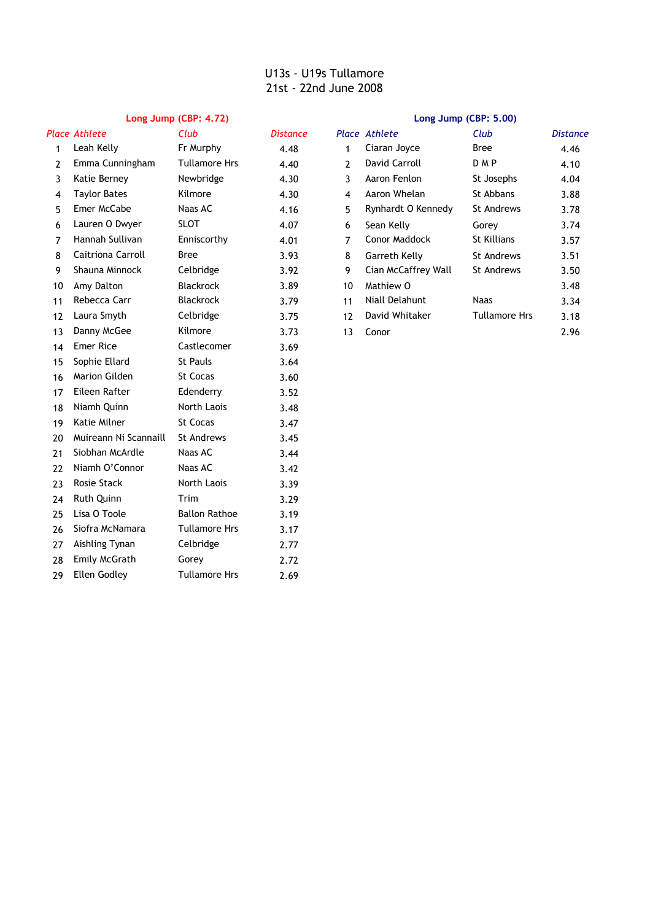# U13s - U19s Tullamore
## 21st - 22nd June 2008

### Long Jump (CBP: 4.72)

| Place | Athlete | Club | Distance |
|---|---|---|---|
| 1 | Leah Kelly | Fr Murphy | 4.48 |
| 2 | Emma Cunningham | Tullamore Hrs | 4.40 |
| 3 | Katie Berney | Newbridge | 4.30 |
| 4 | Taylor Bates | Kilmore | 4.30 |
| 5 | Emer McCabe | Naas AC | 4.16 |
| 6 | Lauren O Dwyer | SLOT | 4.07 |
| 7 | Hannah Sullivan | Enniscorthy | 4.01 |
| 8 | Caitriona Carroll | Bree | 3.93 |
| 9 | Shauna Minnock | Celbridge | 3.92 |
| 10 | Amy Dalton | Blackrock | 3.89 |
| 11 | Rebecca Carr | Blackrock | 3.79 |
| 12 | Laura Smyth | Celbridge | 3.75 |
| 13 | Danny McGee | Kilmore | 3.73 |
| 14 | Emer Rice | Castlecomer | 3.69 |
| 15 | Sophie Ellard | St Pauls | 3.64 |
| 16 | Marion Gilden | St Cocas | 3.60 |
| 17 | Eileen Rafter | Edenderry | 3.52 |
| 18 | Niamh Quinn | North Laois | 3.48 |
| 19 | Katie Milner | St Cocas | 3.47 |
| 20 | Muireann Ni Scannaill | St Andrews | 3.45 |
| 21 | Siobhan McArdle | Naas AC | 3.44 |
| 22 | Niamh O'Connor | Naas AC | 3.42 |
| 23 | Rosie Stack | North Laois | 3.39 |
| 24 | Ruth Quinn | Trim | 3.29 |
| 25 | Lisa O Toole | Ballon Rathoe | 3.19 |
| 26 | Siofra McNamara | Tullamore Hrs | 3.17 |
| 27 | Aishling Tynan | Celbridge | 2.77 |
| 28 | Emily McGrath | Gorey | 2.72 |
| 29 | Ellen Godley | Tullamore Hrs | 2.69 |

### Long Jump (CBP: 5.00)

| Place | Athlete | Club | Distance |
|---|---|---|---|
| 1 | Ciaran Joyce | Bree | 4.46 |
| 2 | David Carroll | D M P | 4.10 |
| 3 | Aaron Fenlon | St Josephs | 4.04 |
| 4 | Aaron Whelan | St Abbans | 3.88 |
| 5 | Rynhardt O Kennedy | St Andrews | 3.78 |
| 6 | Sean Kelly | Gorey | 3.74 |
| 7 | Conor Maddock | St Killians | 3.57 |
| 8 | Garreth Kelly | St Andrews | 3.51 |
| 9 | Cian McCaffrey Wall | St Andrews | 3.50 |
| 10 | Mathiew O | | 3.48 |
| 11 | Niall Delahunt | Naas | 3.34 |
| 12 | David Whitaker | Tullamore Hrs | 3.18 |
| 13 | Conor | | 2.96 |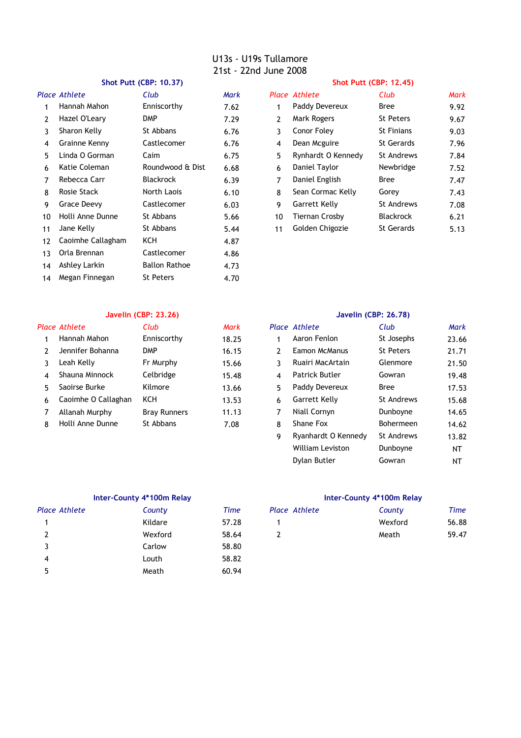# U13s - U19s Tullamore
## 21st - 22nd June 2008

### Shot Putt (CBP: 10.37)

| Place | Athlete | Club | Mark |
|---|---|---|---|
| 1 | Hannah Mahon | Enniscorthy | 7.62 |
| 2 | Hazel O'Leary | DMP | 7.29 |
| 3 | Sharon Kelly | St Abbans | 6.76 |
| 4 | Grainne Kenny | Castlecomer | 6.76 |
| 5 | Linda O Gorman | Caim | 6.75 |
| 6 | Katie Coleman | Roundwood & Dist | 6.68 |
| 7 | Rebecca Carr | Blackrock | 6.39 |
| 8 | Rosie Stack | North Laois | 6.10 |
| 9 | Grace Deevy | Castlecomer | 6.03 |
| 10 | Holli Anne Dunne | St Abbans | 5.66 |
| 11 | Jane Kelly | St Abbans | 5.44 |
| 12 | Caoimhe Callagham | KCH | 4.87 |
| 13 | Orla Brennan | Castlecomer | 4.86 |
| 14 | Ashley Larkin | Ballon Rathoe | 4.73 |
| 14 | Megan Finnegan | St Peters | 4.70 |

### Shot Putt (CBP: 12.45)

| Place | Athlete | Club | Mark |
|---|---|---|---|
| 1 | Paddy Devereux | Bree | 9.92 |
| 2 | Mark Rogers | St Peters | 9.67 |
| 3 | Conor Foley | St Finians | 9.03 |
| 4 | Dean Mcguire | St Gerards | 7.96 |
| 5 | Rynhardt O Kennedy | St Andrews | 7.84 |
| 6 | Daniel Taylor | Newbridge | 7.52 |
| 7 | Daniel English | Bree | 7.47 |
| 8 | Sean Cormac Kelly | Gorey | 7.43 |
| 9 | Garrett Kelly | St Andrews | 7.08 |
| 10 | Tiernan Crosby | Blackrock | 6.21 |
| 11 | Golden Chigozie | St Gerards | 5.13 |

### Javelin (CBP: 23.26)

| Place | Athlete | Club | Mark |
|---|---|---|---|
| 1 | Hannah Mahon | Enniscorthy | 18.25 |
| 2 | Jennifer Bohanna | DMP | 16.15 |
| 3 | Leah Kelly | Fr Murphy | 15.66 |
| 4 | Shauna Minnock | Celbridge | 15.48 |
| 5 | Saoirse Burke | Kilmore | 13.66 |
| 6 | Caoimhe O Callaghan | KCH | 13.53 |
| 7 | Allanah Murphy | Bray Runners | 11.13 |
| 8 | Holli Anne Dunne | St Abbans | 7.08 |

### Javelin (CBP: 26.78)

| Place | Athlete | Club | Mark |
|---|---|---|---|
| 1 | Aaron Fenlon | St Josephs | 23.66 |
| 2 | Eamon McManus | St Peters | 21.71 |
| 3 | Ruairi MacArtain | Glenmore | 21.50 |
| 4 | Patrick Butler | Gowran | 19.48 |
| 5 | Paddy Devereux | Bree | 17.53 |
| 6 | Garrett Kelly | St Andrews | 15.68 |
| 7 | Niall Cornyn | Dunboyne | 14.65 |
| 8 | Shane Fox | Bohermeen | 14.62 |
| 9 | Ryanhardt O Kennedy | St Andrews | 13.82 |
| | William Leviston | Dunboyne | NT |
| | Dylan Butler | Gowran | NT |

### Inter-County 4*100m Relay

| Place | Athlete | County | Time |
|---|---|---|---|
| 1 | | Kildare | 57.28 |
| 2 | | Wexford | 58.64 |
| 3 | | Carlow | 58.80 |
| 4 | | Louth | 58.82 |
| 5 | | Meath | 60.94 |

### Inter-County 4*100m Relay

| Place | Athlete | County | Time |
|---|---|---|---|
| 1 | | Wexford | 56.88 |
| 2 | | Meath | 59.47 |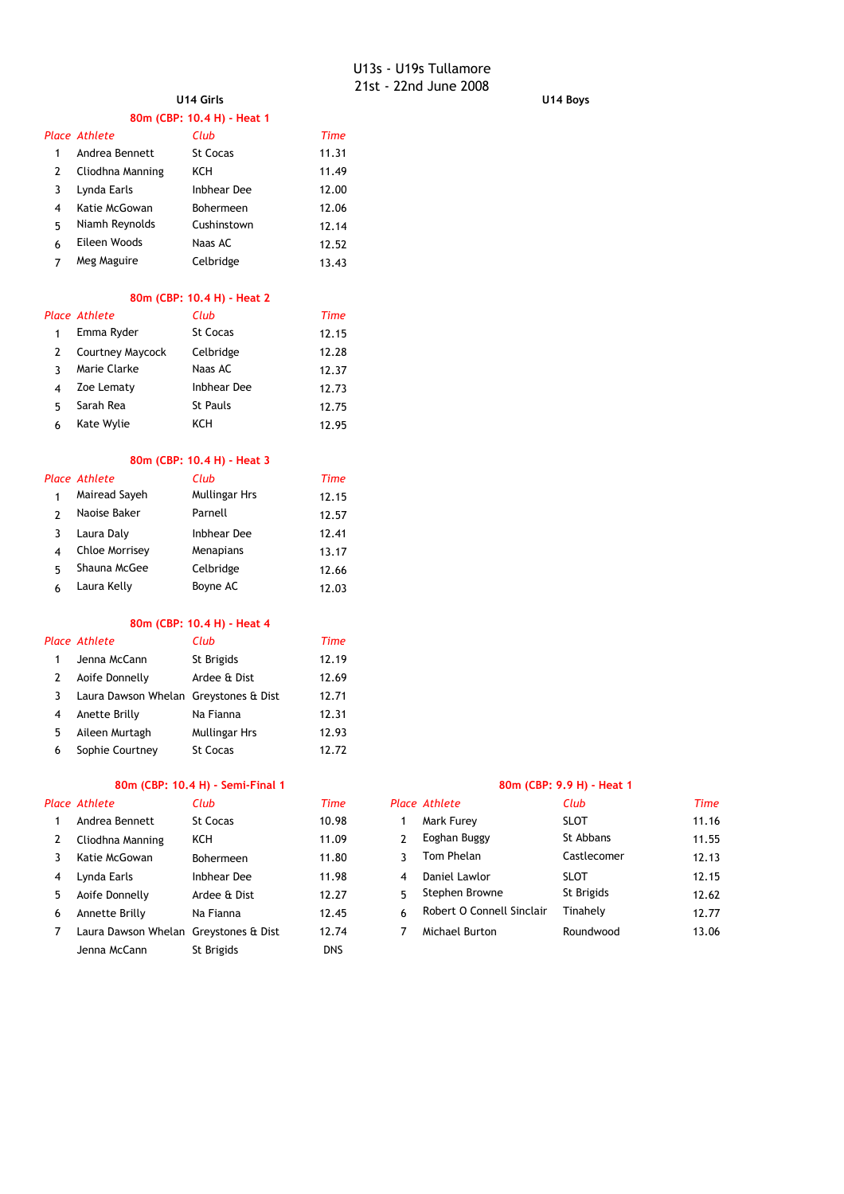# U13s - U19s Tullamore
## 21st - 22nd June 2008

## U14 Girls

### 80m (CBP: 10.4 H) - Heat 1

| Place | Athlete | Club | Time |
|---|---|---|---|
| 1 | Andrea Bennett | St Cocas | 11.31 |
| 2 | Cliodhna Manning | KCH | 11.49 |
| 3 | Lynda Earls | Inbhear Dee | 12.00 |
| 4 | Katie McGowan | Bohermeen | 12.06 |
| 5 | Niamh Reynolds | Cushinstown | 12.14 |
| 6 | Eileen Woods | Naas AC | 12.52 |
| 7 | Meg Maguire | Celbridge | 13.43 |

### 80m (CBP: 10.4 H) - Heat 2

| Place | Athlete | Club | Time |
|---|---|---|---|
| 1 | Emma Ryder | St Cocas | 12.15 |
| 2 | Courtney Maycock | Celbridge | 12.28 |
| 3 | Marie Clarke | Naas AC | 12.37 |
| 4 | Zoe Lematy | Inbhear Dee | 12.73 |
| 5 | Sarah Rea | St Pauls | 12.75 |
| 6 | Kate Wylie | KCH | 12.95 |

### 80m (CBP: 10.4 H) - Heat 3

| Place | Athlete | Club | Time |
|---|---|---|---|
| 1 | Mairead Sayeh | Mullingar Hrs | 12.15 |
| 2 | Naoise Baker | Parnell | 12.57 |
| 3 | Laura Daly | Inbhear Dee | 12.41 |
| 4 | Chloe Morrisey | Menapians | 13.17 |
| 5 | Shauna McGee | Celbridge | 12.66 |
| 6 | Laura Kelly | Boyne AC | 12.03 |

### 80m (CBP: 10.4 H) - Heat 4

| Place | Athlete | Club | Time |
|---|---|---|---|
| 1 | Jenna McCann | St Brigids | 12.19 |
| 2 | Aoife Donnelly | Ardee & Dist | 12.69 |
| 3 | Laura Dawson Whelan | Greystones & Dist | 12.71 |
| 4 | Anette Brilly | Na Fianna | 12.31 |
| 5 | Aileen Murtagh | Mullingar Hrs | 12.93 |
| 6 | Sophie Courtney | St Cocas | 12.72 |

### 80m (CBP: 10.4 H) - Semi-Final 1

| Place | Athlete | Club | Time |
|---|---|---|---|
| 1 | Andrea Bennett | St Cocas | 10.98 |
| 2 | Cliodhna Manning | KCH | 11.09 |
| 3 | Katie McGowan | Bohermeen | 11.80 |
| 4 | Lynda Earls | Inbhear Dee | 11.98 |
| 5 | Aoife Donnelly | Ardee & Dist | 12.27 |
| 6 | Annette Brilly | Na Fianna | 12.45 |
| 7 | Laura Dawson Whelan | Greystones & Dist | 12.74 |
| | Jenna McCann | St Brigids | DNS |

## U14 Boys

### 80m (CBP: 9.9 H) - Heat 1

| Place | Athlete | Club | Time |
|---|---|---|---|
| 1 | Mark Furey | SLOT | 11.16 |
| 2 | Eoghan Buggy | St Abbans | 11.55 |
| 3 | Tom Phelan | Castlecomer | 12.13 |
| 4 | Daniel Lawlor | SLOT | 12.15 |
| 5 | Stephen Browne | St Brigids | 12.62 |
| 6 | Robert O Connell Sinclair | Tinahely | 12.77 |
| 7 | Michael Burton | Roundwood | 13.06 |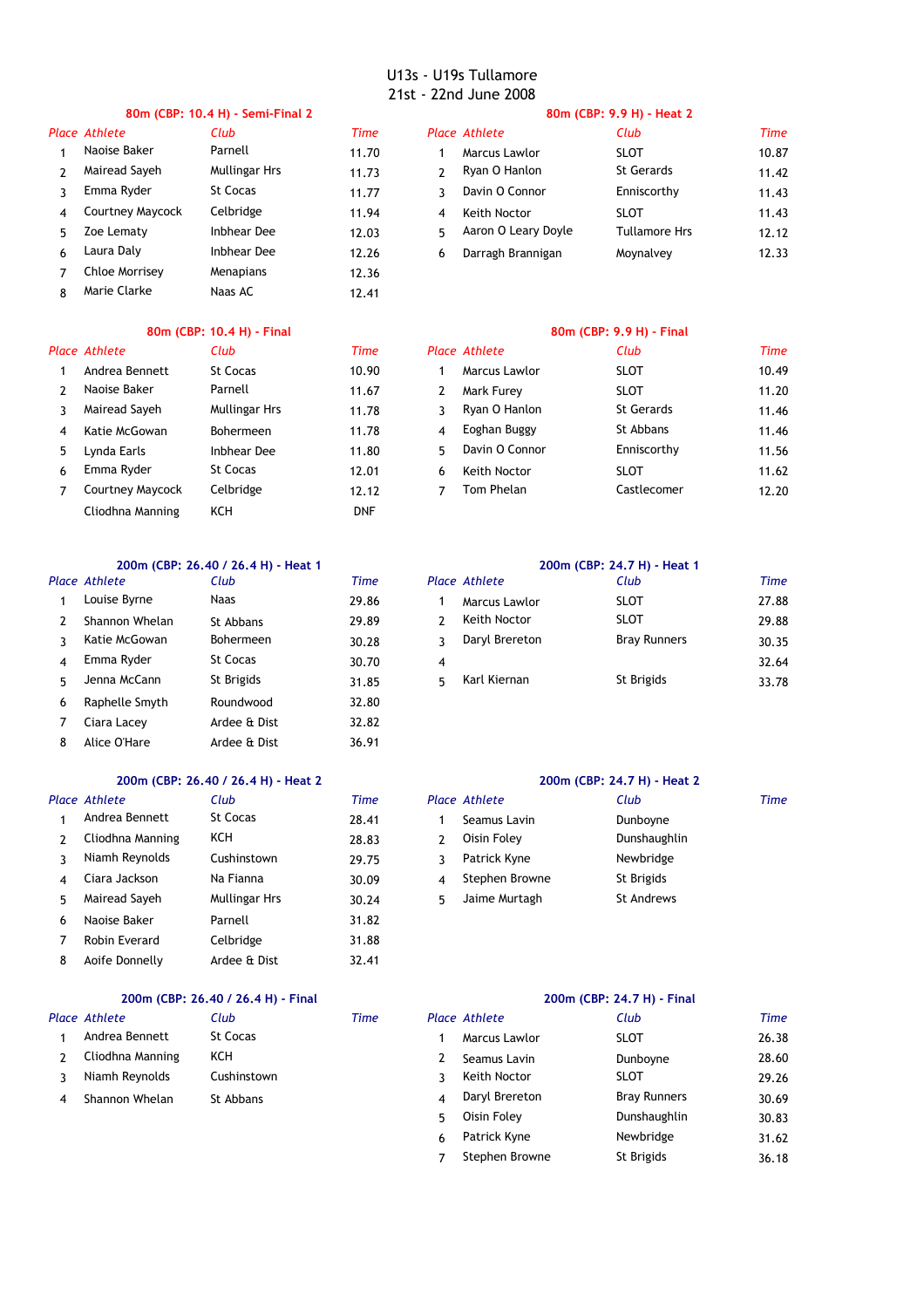# U13s - U19s Tullamore
## 21st - 22nd June 2008

### 80m (CBP: 10.4 H) - Semi-Final 2

| Place | Athlete | Club | Time |
|---|---|---|---|
| 1 | Naoise Baker | Parnell | 11.70 |
| 2 | Mairead Sayeh | Mullingar Hrs | 11.73 |
| 3 | Emma Ryder | St Cocas | 11.77 |
| 4 | Courtney Maycock | Celbridge | 11.94 |
| 5 | Zoe Lematy | Inbhear Dee | 12.03 |
| 6 | Laura Daly | Inbhear Dee | 12.26 |
| 7 | Chloe Morrisey | Menapians | 12.36 |
| 8 | Marie Clarke | Naas AC | 12.41 |

### 80m (CBP: 9.9 H) - Heat 2

| Place | Athlete | Club | Time |
|---|---|---|---|
| 1 | Marcus Lawlor | SLOT | 10.87 |
| 2 | Ryan O Hanlon | St Gerards | 11.42 |
| 3 | Davin O Connor | Enniscorthy | 11.43 |
| 4 | Keith Noctor | SLOT | 11.43 |
| 5 | Aaron O Leary Doyle | Tullamore Hrs | 12.12 |
| 6 | Darragh Brannigan | Moynalvey | 12.33 |

### 80m (CBP: 10.4 H) - Final

| Place | Athlete | Club | Time |
|---|---|---|---|
| 1 | Andrea Bennett | St Cocas | 10.90 |
| 2 | Naoise Baker | Parnell | 11.67 |
| 3 | Mairead Sayeh | Mullingar Hrs | 11.78 |
| 4 | Katie McGowan | Bohermeen | 11.78 |
| 5 | Lynda Earls | Inbhear Dee | 11.80 |
| 6 | Emma Ryder | St Cocas | 12.01 |
| 7 | Courtney Maycock | Celbridge | 12.12 |
| | Cliodhna Manning | KCH | DNF |

### 80m (CBP: 9.9 H) - Final

| Place | Athlete | Club | Time |
|---|---|---|---|
| 1 | Marcus Lawlor | SLOT | 10.49 |
| 2 | Mark Furey | SLOT | 11.20 |
| 3 | Ryan O Hanlon | St Gerards | 11.46 |
| 4 | Eoghan Buggy | St Abbans | 11.46 |
| 5 | Davin O Connor | Enniscorthy | 11.56 |
| 6 | Keith Noctor | SLOT | 11.62 |
| 7 | Tom Phelan | Castlecomer | 12.20 |

### 200m (CBP: 26.40 / 26.4 H) - Heat 1

| Place | Athlete | Club | Time |
|---|---|---|---|
| 1 | Louise Byrne | Naas | 29.86 |
| 2 | Shannon Whelan | St Abbans | 29.89 |
| 3 | Katie McGowan | Bohermeen | 30.28 |
| 4 | Emma Ryder | St Cocas | 30.70 |
| 5 | Jenna McCann | St Brigids | 31.85 |
| 6 | Raphelle Smyth | Roundwood | 32.80 |
| 7 | Ciara Lacey | Ardee & Dist | 32.82 |
| 8 | Alice O'Hare | Ardee & Dist | 36.91 |

### 200m (CBP: 24.7 H) - Heat 1

| Place | Athlete | Club | Time |
|---|---|---|---|
| 1 | Marcus Lawlor | SLOT | 27.88 |
| 2 | Keith Noctor | SLOT | 29.88 |
| 3 | Daryl Brereton | Bray Runners | 30.35 |
| 4 | | | 32.64 |
| 5 | Karl Kiernan | St Brigids | 33.78 |

### 200m (CBP: 26.40 / 26.4 H) - Heat 2

| Place | Athlete | Club | Time |
|---|---|---|---|
| 1 | Andrea Bennett | St Cocas | 28.41 |
| 2 | Cliodhna Manning | KCH | 28.83 |
| 3 | Niamh Reynolds | Cushinstown | 29.75 |
| 4 | Ciara Jackson | Na Fianna | 30.09 |
| 5 | Mairead Sayeh | Mullingar Hrs | 30.24 |
| 6 | Naoise Baker | Parnell | 31.82 |
| 7 | Robin Everard | Celbridge | 31.88 |
| 8 | Aoife Donnelly | Ardee & Dist | 32.41 |

### 200m (CBP: 24.7 H) - Heat 2

| Place | Athlete | Club | Time |
|---|---|---|---|
| 1 | Seamus Lavin | Dunboyne | |
| 2 | Oisin Foley | Dunshaughlin | |
| 3 | Patrick Kyne | Newbridge | |
| 4 | Stephen Browne | St Brigids | |
| 5 | Jaime Murtagh | St Andrews | |

### 200m (CBP: 26.40 / 26.4 H) - Final

| Place | Athlete | Club | Time |
|---|---|---|---|
| 1 | Andrea Bennett | St Cocas | |
| 2 | Cliodhna Manning | KCH | |
| 3 | Niamh Reynolds | Cushinstown | |
| 4 | Shannon Whelan | St Abbans | |

### 200m (CBP: 24.7 H) - Final

| Place | Athlete | Club | Time |
|---|---|---|---|
| 1 | Marcus Lawlor | SLOT | 26.38 |
| 2 | Seamus Lavin | Dunboyne | 28.60 |
| 3 | Keith Noctor | SLOT | 29.26 |
| 4 | Daryl Brereton | Bray Runners | 30.69 |
| 5 | Oisin Foley | Dunshaughlin | 30.83 |
| 6 | Patrick Kyne | Newbridge | 31.62 |
| 7 | Stephen Browne | St Brigids | 36.18 |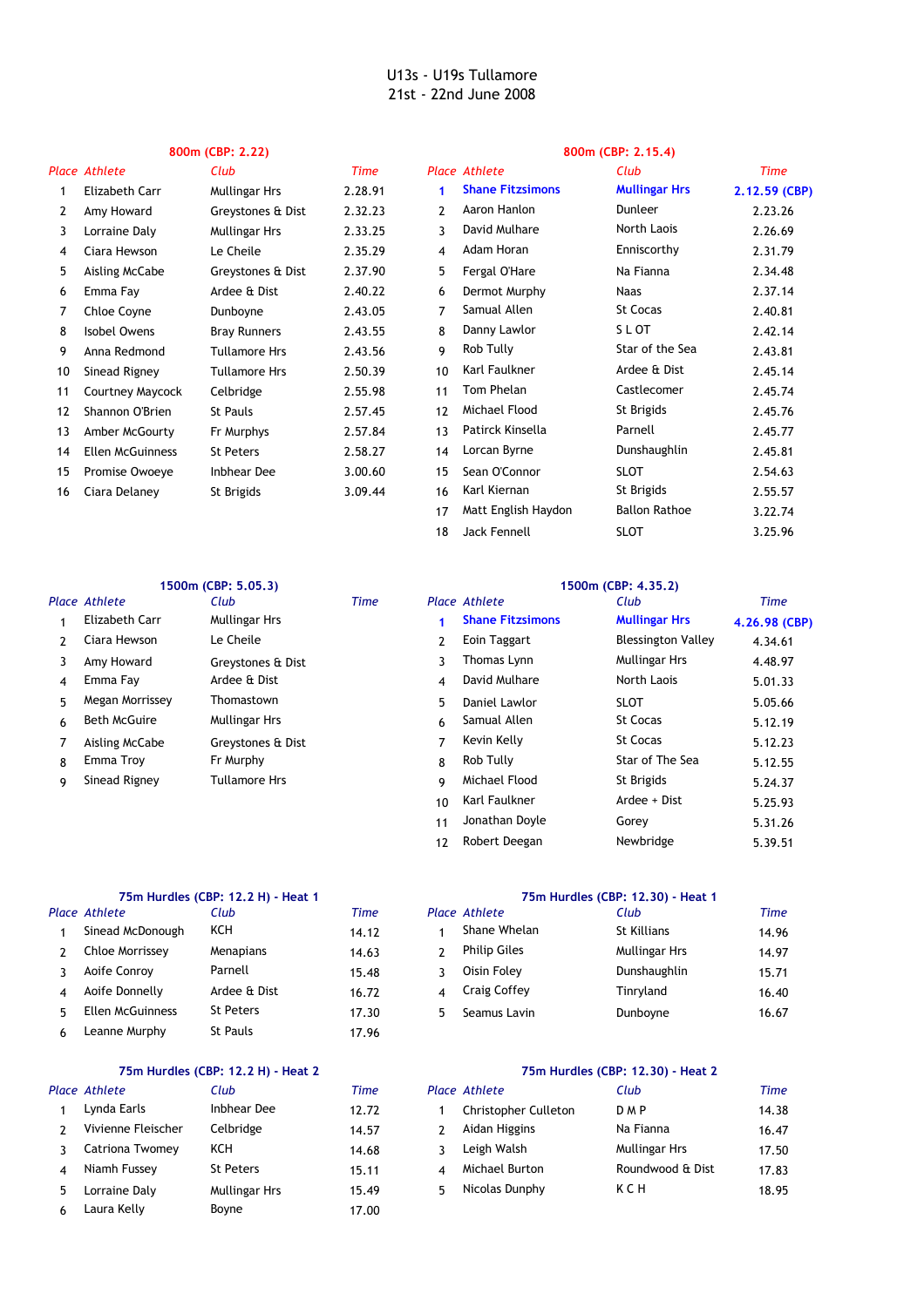# U13s - U19s Tullamore
## 21st - 22nd June 2008

### 800m (CBP: 2.22)

| Place | Athlete | Club | Time |
|---|---|---|---|
| 1 | Elizabeth Carr | Mullingar Hrs | 2.28.91 |
| 2 | Amy Howard | Greystones & Dist | 2.32.23 |
| 3 | Lorraine Daly | Mullingar Hrs | 2.33.25 |
| 4 | Ciara Hewson | Le Cheile | 2.35.29 |
| 5 | Aisling McCabe | Greystones & Dist | 2.37.90 |
| 6 | Emma Fay | Ardee & Dist | 2.40.22 |
| 7 | Chloe Coyne | Dunboyne | 2.43.05 |
| 8 | Isobel Owens | Bray Runners | 2.43.55 |
| 9 | Anna Redmond | Tullamore Hrs | 2.43.56 |
| 10 | Sinead Rigney | Tullamore Hrs | 2.50.39 |
| 11 | Courtney Maycock | Celbridge | 2.55.98 |
| 12 | Shannon O'Brien | St Pauls | 2.57.45 |
| 13 | Amber McGourty | Fr Murphys | 2.57.84 |
| 14 | Ellen McGuinness | St Peters | 2.58.27 |
| 15 | Promise Owoeye | Inbhear Dee | 3.00.60 |
| 16 | Ciara Delaney | St Brigids | 3.09.44 |

### 800m (CBP: 2.15.4)

| Place | Athlete | Club | Time |
|---|---|---|---|
| 1 | **Shane Fitzsimons** | **Mullingar Hrs** | **2.12.59 (CBP)** |
| 2 | Aaron Hanlon | Dunleer | 2.23.26 |
| 3 | David Mulhare | North Laois | 2.26.69 |
| 4 | Adam Horan | Enniscorthy | 2.31.79 |
| 5 | Fergal O'Hare | Na Fianna | 2.34.48 |
| 6 | Dermot Murphy | Naas | 2.37.14 |
| 7 | Samual Allen | St Cocas | 2.40.81 |
| 8 | Danny Lawlor | S L OT | 2.42.14 |
| 9 | Rob Tully | Star of the Sea | 2.43.81 |
| 10 | Karl Faulkner | Ardee & Dist | 2.45.14 |
| 11 | Tom Phelan | Castlecomer | 2.45.74 |
| 12 | Michael Flood | St Brigids | 2.45.76 |
| 13 | Patirck Kinsella | Parnell | 2.45.77 |
| 14 | Lorcan Byrne | Dunshaughlin | 2.45.81 |
| 15 | Sean O'Connor | SLOT | 2.54.63 |
| 16 | Karl Kiernan | St Brigids | 2.55.57 |
| 17 | Matt English Haydon | Ballon Rathoe | 3.22.74 |
| 18 | Jack Fennell | SLOT | 3.25.96 |

### 1500m (CBP: 5.05.3)

| Place | Athlete | Club | Time |
|---|---|---|---|
| 1 | Elizabeth Carr | Mullingar Hrs | |
| 2 | Ciara Hewson | Le Cheile | |
| 3 | Amy Howard | Greystones & Dist | |
| 4 | Emma Fay | Ardee & Dist | |
| 5 | Megan Morrissey | Thomastown | |
| 6 | Beth McGuire | Mullingar Hrs | |
| 7 | Aisling McCabe | Greystones & Dist | |
| 8 | Emma Troy | Fr Murphy | |
| 9 | Sinead Rigney | Tullamore Hrs | |

### 1500m (CBP: 4.35.2)

| Place | Athlete | Club | Time |
|---|---|---|---|
| 1 | **Shane Fitzsimons** | **Mullingar Hrs** | **4.26.98 (CBP)** |
| 2 | Eoin Taggart | Blessington Valley | 4.34.61 |
| 3 | Thomas Lynn | Mullingar Hrs | 4.48.97 |
| 4 | David Mulhare | North Laois | 5.01.33 |
| 5 | Daniel Lawlor | SLOT | 5.05.66 |
| 6 | Samual Allen | St Cocas | 5.12.19 |
| 7 | Kevin Kelly | St Cocas | 5.12.23 |
| 8 | Rob Tully | Star of The Sea | 5.12.55 |
| 9 | Michael Flood | St Brigids | 5.24.37 |
| 10 | Karl Faulkner | Ardee + Dist | 5.25.93 |
| 11 | Jonathan Doyle | Gorey | 5.31.26 |
| 12 | Robert Deegan | Newbridge | 5.39.51 |

### 75m Hurdles (CBP: 12.2 H) - Heat 1

| Place | Athlete | Club | Time |
|---|---|---|---|
| 1 | Sinead McDonough | KCH | 14.12 |
| 2 | Chloe Morrissey | Menapians | 14.63 |
| 3 | Aoife Conroy | Parnell | 15.48 |
| 4 | Aoife Donnelly | Ardee & Dist | 16.72 |
| 5 | Ellen McGuinness | St Peters | 17.30 |
| 6 | Leanne Murphy | St Pauls | 17.96 |

### 75m Hurdles (CBP: 12.30) - Heat 1

| Place | Athlete | Club | Time |
|---|---|---|---|
| 1 | Shane Whelan | St Killians | 14.96 |
| 2 | Philip Giles | Mullingar Hrs | 14.97 |
| 3 | Oisin Foley | Dunshaughlin | 15.71 |
| 4 | Craig Coffey | Tinryland | 16.40 |
| 5 | Seamus Lavin | Dunboyne | 16.67 |

### 75m Hurdles (CBP: 12.2 H) - Heat 2

| Place | Athlete | Club | Time |
|---|---|---|---|
| 1 | Lynda Earls | Inbhear Dee | 12.72 |
| 2 | Vivienne Fleischer | Celbridge | 14.57 |
| 3 | Catriona Twomey | KCH | 14.68 |
| 4 | Niamh Fussey | St Peters | 15.11 |
| 5 | Lorraine Daly | Mullingar Hrs | 15.49 |
| 6 | Laura Kelly | Boyne | 17.00 |

### 75m Hurdles (CBP: 12.30) - Heat 2

| Place | Athlete | Club | Time |
|---|---|---|---|
| 1 | Christopher Culleton | D M P | 14.38 |
| 2 | Aidan Higgins | Na Fianna | 16.47 |
| 3 | Leigh Walsh | Mullingar Hrs | 17.50 |
| 4 | Michael Burton | Roundwood & Dist | 17.83 |
| 5 | Nicolas Dunphy | K C H | 18.95 |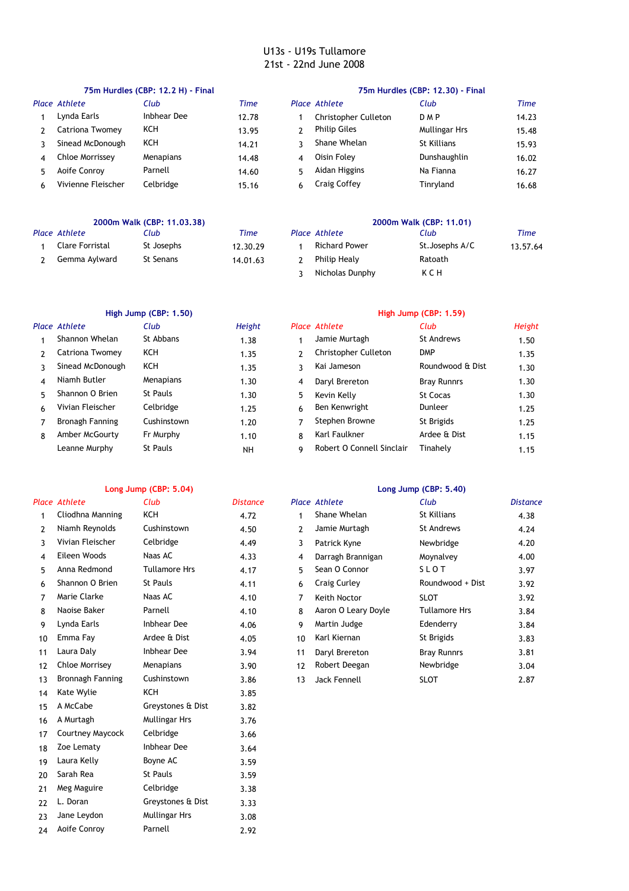# U13s - U19s Tullamore
## 21st - 22nd June 2008

### 75m Hurdles (CBP: 12.2 H) - Final

| Place | Athlete | Club | Time |
|---|---|---|---|
| 1 | Lynda Earls | Inbhear Dee | 12.78 |
| 2 | Catriona Twomey | KCH | 13.95 |
| 3 | Sinead McDonough | KCH | 14.21 |
| 4 | Chloe Morrissey | Menapians | 14.48 |
| 5 | Aoife Conroy | Parnell | 14.60 |
| 6 | Vivienne Fleischer | Celbridge | 15.16 |

### 75m Hurdles (CBP: 12.30) - Final

| Place | Athlete | Club | Time |
|---|---|---|---|
| 1 | Christopher Culleton | D M P | 14.23 |
| 2 | Philip Giles | Mullingar Hrs | 15.48 |
| 3 | Shane Whelan | St Killians | 15.93 |
| 4 | Oisin Foley | Dunshaughlin | 16.02 |
| 5 | Aidan Higgins | Na Fianna | 16.27 |
| 6 | Craig Coffey | Tinryland | 16.68 |

### 2000m Walk (CBP: 11.03.38)

| Place | Athlete | Club | Time |
|---|---|---|---|
| 1 | Clare Forristal | St Josephs | 12.30.29 |
| 2 | Gemma Aylward | St Senans | 14.01.63 |

### 2000m Walk (CBP: 11.01)

| Place | Athlete | Club | Time |
|---|---|---|---|
| 1 | Richard Power | St.Josephs A/C | 13.57.64 |
| 2 | Philip Healy | Ratoath | |
| 3 | Nicholas Dunphy | K C H | |

### High Jump (CBP: 1.50)

| Place | Athlete | Club | Height |
|---|---|---|---|
| 1 | Shannon Whelan | St Abbans | 1.38 |
| 2 | Catriona Twomey | KCH | 1.35 |
| 3 | Sinead McDonough | KCH | 1.35 |
| 4 | Niamh Butler | Menapians | 1.30 |
| 5 | Shannon O Brien | St Pauls | 1.30 |
| 6 | Vivian Fleischer | Celbridge | 1.25 |
| 7 | Bronagh Fanning | Cushinstown | 1.20 |
| 8 | Amber McGourty | Fr Murphy | 1.10 |
| | Leanne Murphy | St Pauls | NH |

### High Jump (CBP: 1.59)

| Place | Athlete | Club | Height |
|---|---|---|---|
| 1 | Jamie Murtagh | St Andrews | 1.50 |
| 2 | Christopher Culleton | DMP | 1.35 |
| 3 | Kai Jameson | Roundwood & Dist | 1.30 |
| 4 | Daryl Brereton | Bray Runnrs | 1.30 |
| 5 | Kevin Kelly | St Cocas | 1.30 |
| 6 | Ben Kenwright | Dunleer | 1.25 |
| 7 | Stephen Browne | St Brigids | 1.25 |
| 8 | Karl Faulkner | Ardee & Dist | 1.15 |
| 9 | Robert O Connell Sinclair | Tinahely | 1.15 |

### Long Jump (CBP: 5.04)

| Place | Athlete | Club | Distance |
|---|---|---|---|
| 1 | Cliodhna Manning | KCH | 4.72 |
| 2 | Niamh Reynolds | Cushinstown | 4.50 |
| 3 | Vivian Fleischer | Celbridge | 4.49 |
| 4 | Eileen Woods | Naas AC | 4.33 |
| 5 | Anna Redmond | Tullamore Hrs | 4.17 |
| 6 | Shannon O Brien | St Pauls | 4.11 |
| 7 | Marie Clarke | Naas AC | 4.10 |
| 8 | Naoise Baker | Parnell | 4.10 |
| 9 | Lynda Earls | Inbhear Dee | 4.06 |
| 10 | Emma Fay | Ardee & Dist | 4.05 |
| 11 | Laura Daly | Inbhear Dee | 3.94 |
| 12 | Chloe Morrisey | Menapians | 3.90 |
| 13 | Bronnagh Fanning | Cushinstown | 3.86 |
| 14 | Kate Wylie | KCH | 3.85 |
| 15 | A McCabe | Greystones & Dist | 3.82 |
| 16 | A Murtagh | Mullingar Hrs | 3.76 |
| 17 | Courtney Maycock | Celbridge | 3.66 |
| 18 | Zoe Lematy | Inbhear Dee | 3.64 |
| 19 | Laura Kelly | Boyne AC | 3.59 |
| 20 | Sarah Rea | St Pauls | 3.59 |
| 21 | Meg Maguire | Celbridge | 3.38 |
| 22 | L. Doran | Greystones & Dist | 3.33 |
| 23 | Jane Leydon | Mullingar Hrs | 3.08 |
| 24 | Aoife Conroy | Parnell | 2.92 |

### Long Jump (CBP: 5.40)

| Place | Athlete | Club | Distance |
|---|---|---|---|
| 1 | Shane Whelan | St Killians | 4.38 |
| 2 | Jamie Murtagh | St Andrews | 4.24 |
| 3 | Patrick Kyne | Newbridge | 4.20 |
| 4 | Darragh Brannigan | Moynalvey | 4.00 |
| 5 | Sean O Connor | S L O T | 3.97 |
| 6 | Craig Curley | Roundwood + Dist | 3.92 |
| 7 | Keith Noctor | SLOT | 3.92 |
| 8 | Aaron O Leary Doyle | Tullamore Hrs | 3.84 |
| 9 | Martin Judge | Edenderry | 3.84 |
| 10 | Karl Kiernan | St Brigids | 3.83 |
| 11 | Daryl Brereton | Bray Runnrs | 3.81 |
| 12 | Robert Deegan | Newbridge | 3.04 |
| 13 | Jack Fennell | SLOT | 2.87 |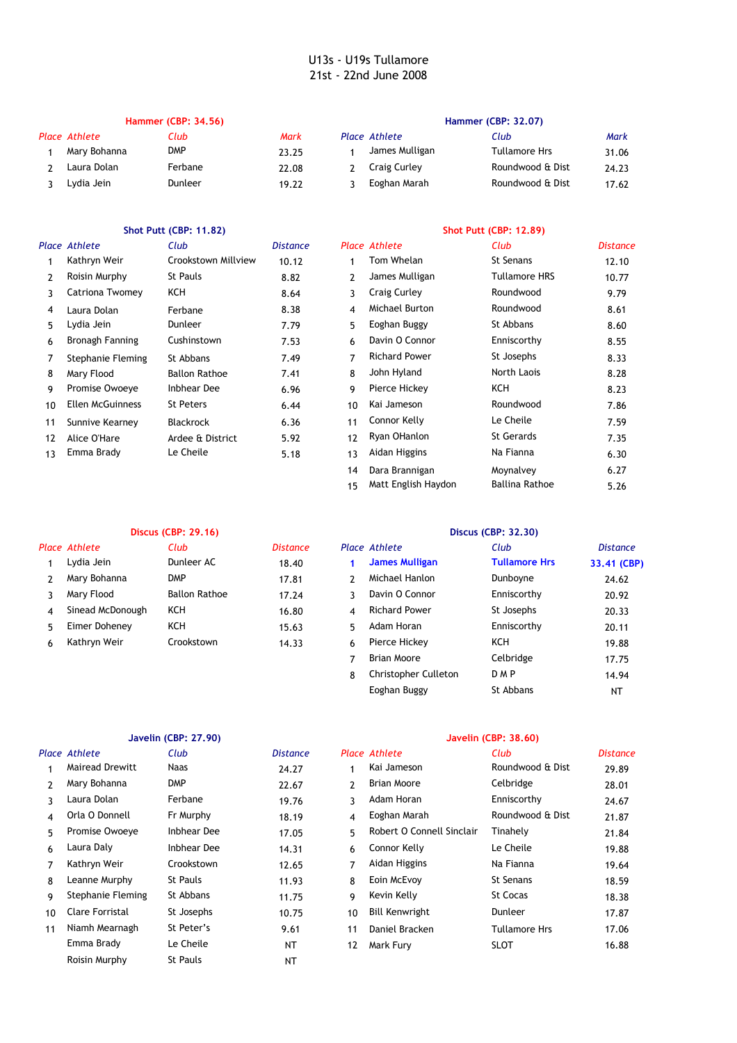# U13s - U19s Tullamore
## 21st - 22nd June 2008

### Hammer (CBP: 34.56)

| Place | Athlete | Club | Mark |
|---|---|---|---|
| 1 | Mary Bohanna | DMP | 23.25 |
| 2 | Laura Dolan | Ferbane | 22.08 |
| 3 | Lydia Jein | Dunleer | 19.22 |

### Hammer (CBP: 32.07)

| Place | Athlete | Club | Mark |
|---|---|---|---|
| 1 | James Mulligan | Tullamore Hrs | 31.06 |
| 2 | Craig Curley | Roundwood & Dist | 24.23 |
| 3 | Eoghan Marah | Roundwood & Dist | 17.62 |

### Shot Putt (CBP: 11.82)

| Place | Athlete | Club | Distance |
|---|---|---|---|
| 1 | Kathryn Weir | Crookstown Millview | 10.12 |
| 2 | Roisin Murphy | St Pauls | 8.82 |
| 3 | Catriona Twomey | KCH | 8.64 |
| 4 | Laura Dolan | Ferbane | 8.38 |
| 5 | Lydia Jein | Dunleer | 7.79 |
| 6 | Bronagh Fanning | Cushinstown | 7.53 |
| 7 | Stephanie Fleming | St Abbans | 7.49 |
| 8 | Mary Flood | Ballon Rathoe | 7.41 |
| 9 | Promise Owoeye | Inbhear Dee | 6.96 |
| 10 | Ellen McGuinness | St Peters | 6.44 |
| 11 | Sunnive Kearney | Blackrock | 6.36 |
| 12 | Alice O'Hare | Ardee & District | 5.92 |
| 13 | Emma Brady | Le Cheile | 5.18 |

### Shot Putt (CBP: 12.89)

| Place | Athlete | Club | Distance |
|---|---|---|---|
| 1 | Tom Whelan | St Senans | 12.10 |
| 2 | James Mulligan | Tullamore HRS | 10.77 |
| 3 | Craig Curley | Roundwood | 9.79 |
| 4 | Michael Burton | Roundwood | 8.61 |
| 5 | Eoghan Buggy | St Abbans | 8.60 |
| 6 | Davin O Connor | Enniscorthy | 8.55 |
| 7 | Richard Power | St Josephs | 8.33 |
| 8 | John Hyland | North Laois | 8.28 |
| 9 | Pierce Hickey | KCH | 8.23 |
| 10 | Kai Jameson | Roundwood | 7.86 |
| 11 | Connor Kelly | Le Cheile | 7.59 |
| 12 | Ryan OHanlon | St Gerards | 7.35 |
| 13 | Aidan Higgins | Na Fianna | 6.30 |
| 14 | Dara Brannigan | Moynalvey | 6.27 |
| 15 | Matt English Haydon | Ballina Rathoe | 5.26 |

### Discus (CBP: 29.16)

| Place | Athlete | Club | Distance |
|---|---|---|---|
| 1 | Lydia Jein | Dunleer AC | 18.40 |
| 2 | Mary Bohanna | DMP | 17.81 |
| 3 | Mary Flood | Ballon Rathoe | 17.24 |
| 4 | Sinead McDonough | KCH | 16.80 |
| 5 | Eimer Doheney | KCH | 15.63 |
| 6 | Kathryn Weir | Crookstown | 14.33 |

### Discus (CBP: 32.30)

| Place | Athlete | Club | Distance |
|---|---|---|---|
| **1** | **James Mulligan** | **Tullamore Hrs** | **33.41 (CBP)** |
| 2 | Michael Hanlon | Dunboyne | 24.62 |
| 3 | Davin O Connor | Enniscorthy | 20.92 |
| 4 | Richard Power | St Josephs | 20.33 |
| 5 | Adam Horan | Enniscorthy | 20.11 |
| 6 | Pierce Hickey | KCH | 19.88 |
| 7 | Brian Moore | Celbridge | 17.75 |
| 8 | Christopher Culleton | D M P | 14.94 |
| | Eoghan Buggy | St Abbans | NT |

### Javelin (CBP: 27.90)

| Place | Athlete | Club | Distance |
|---|---|---|---|
| 1 | Mairead Drewitt | Naas | 24.27 |
| 2 | Mary Bohanna | DMP | 22.67 |
| 3 | Laura Dolan | Ferbane | 19.76 |
| 4 | Orla O Donnell | Fr Murphy | 18.19 |
| 5 | Promise Owoeye | Inbhear Dee | 17.05 |
| 6 | Laura Daly | Inbhear Dee | 14.31 |
| 7 | Kathryn Weir | Crookstown | 12.65 |
| 8 | Leanne Murphy | St Pauls | 11.93 |
| 9 | Stephanie Fleming | St Abbans | 11.75 |
| 10 | Clare Forristal | St Josephs | 10.75 |
| 11 | Niamh Mearnagh | St Peter's | 9.61 |
| | Emma Brady | Le Cheile | NT |
| | Roisin Murphy | St Pauls | NT |

### Javelin (CBP: 38.60)

| Place | Athlete | Club | Distance |
|---|---|---|---|
| 1 | Kai Jameson | Roundwood & Dist | 29.89 |
| 2 | Brian Moore | Celbridge | 28.01 |
| 3 | Adam Horan | Enniscorthy | 24.67 |
| 4 | Eoghan Marah | Roundwood & Dist | 21.87 |
| 5 | Robert O Connell Sinclair | Tinahely | 21.84 |
| 6 | Connor Kelly | Le Cheile | 19.88 |
| 7 | Aidan Higgins | Na Fianna | 19.64 |
| 8 | Eoin McEvoy | St Senans | 18.59 |
| 9 | Kevin Kelly | St Cocas | 18.38 |
| 10 | Bill Kenwright | Dunleer | 17.87 |
| 11 | Daniel Bracken | Tullamore Hrs | 17.06 |
| 12 | Mark Fury | SLOT | 16.88 |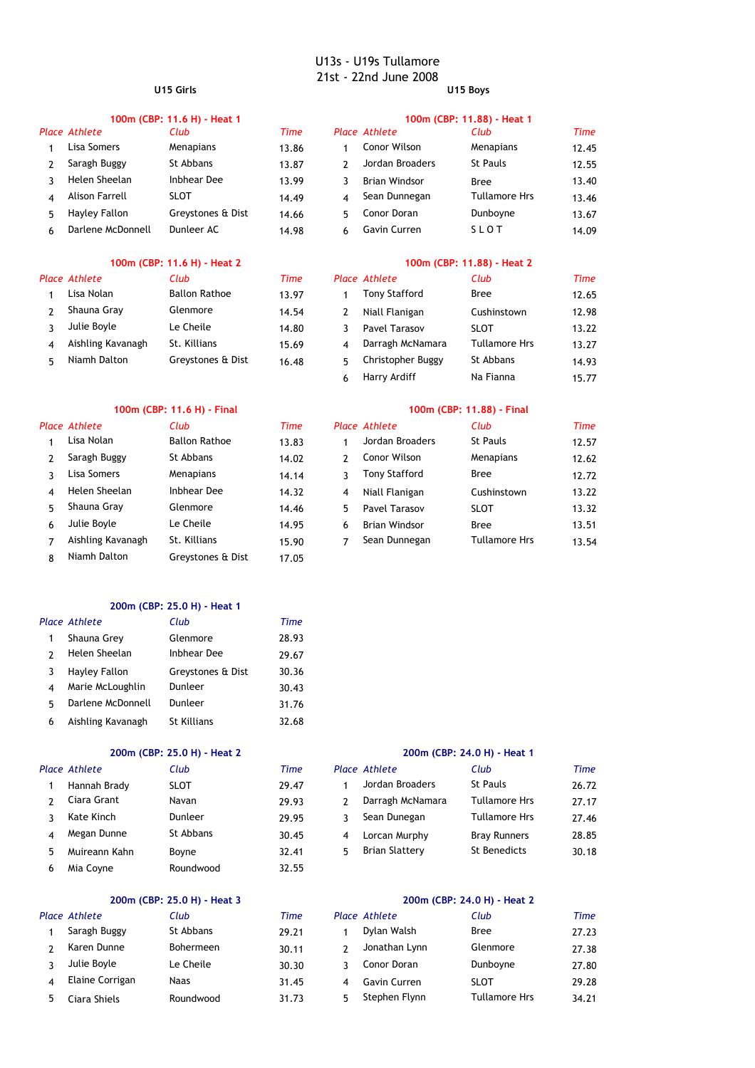# U13s - U19s Tullamore
## 21st - 22nd June 2008

## U15 Girls

### 100m (CBP: 11.6 H) - Heat 1

| Place | Athlete | Club | Time |
|---|---|---|---|
| 1 | Lisa Somers | Menapians | 13.86 |
| 2 | Saragh Buggy | St Abbans | 13.87 |
| 3 | Helen Sheelan | Inbhear Dee | 13.99 |
| 4 | Alison Farrell | SLOT | 14.49 |
| 5 | Hayley Fallon | Greystones & Dist | 14.66 |
| 6 | Darlene McDonnell | Dunleer AC | 14.98 |

### 100m (CBP: 11.6 H) - Heat 2

| Place | Athlete | Club | Time |
|---|---|---|---|
| 1 | Lisa Nolan | Ballon Rathoe | 13.97 |
| 2 | Shauna Gray | Glenmore | 14.54 |
| 3 | Julie Boyle | Le Cheile | 14.80 |
| 4 | Aishling Kavanagh | St. Killians | 15.69 |
| 5 | Niamh Dalton | Greystones & Dist | 16.48 |

### 100m (CBP: 11.6 H) - Final

| Place | Athlete | Club | Time |
|---|---|---|---|
| 1 | Lisa Nolan | Ballon Rathoe | 13.83 |
| 2 | Saragh Buggy | St Abbans | 14.02 |
| 3 | Lisa Somers | Menapians | 14.14 |
| 4 | Helen Sheelan | Inbhear Dee | 14.32 |
| 5 | Shauna Gray | Glenmore | 14.46 |
| 6 | Julie Boyle | Le Cheile | 14.95 |
| 7 | Aishling Kavanagh | St. Killians | 15.90 |
| 8 | Niamh Dalton | Greystones & Dist | 17.05 |

### 200m (CBP: 25.0 H) - Heat 1

| Place | Athlete | Club | Time |
|---|---|---|---|
| 1 | Shauna Grey | Glenmore | 28.93 |
| 2 | Helen Sheelan | Inbhear Dee | 29.67 |
| 3 | Hayley Fallon | Greystones & Dist | 30.36 |
| 4 | Marie McLoughlin | Dunleer | 30.43 |
| 5 | Darlene McDonnell | Dunleer | 31.76 |
| 6 | Aishling Kavanagh | St Killians | 32.68 |

### 200m (CBP: 25.0 H) - Heat 2

| Place | Athlete | Club | Time |
|---|---|---|---|
| 1 | Hannah Brady | SLOT | 29.47 |
| 2 | Ciara Grant | Navan | 29.93 |
| 3 | Kate Kinch | Dunleer | 29.95 |
| 4 | Megan Dunne | St Abbans | 30.45 |
| 5 | Muireann Kahn | Boyne | 32.41 |
| 6 | Mia Coyne | Roundwood | 32.55 |

### 200m (CBP: 25.0 H) - Heat 3

| Place | Athlete | Club | Time |
|---|---|---|---|
| 1 | Saragh Buggy | St Abbans | 29.21 |
| 2 | Karen Dunne | Bohermeen | 30.11 |
| 3 | Julie Boyle | Le Cheile | 30.30 |
| 4 | Elaine Corrigan | Naas | 31.45 |
| 5 | Ciara Shiels | Roundwood | 31.73 |

## U15 Boys

### 100m (CBP: 11.88) - Heat 1

| Place | Athlete | Club | Time |
|---|---|---|---|
| 1 | Conor Wilson | Menapians | 12.45 |
| 2 | Jordan Broaders | St Pauls | 12.55 |
| 3 | Brian Windsor | Bree | 13.40 |
| 4 | Sean Dunnegan | Tullamore Hrs | 13.46 |
| 5 | Conor Doran | Dunboyne | 13.67 |
| 6 | Gavin Curren | S L O T | 14.09 |

### 100m (CBP: 11.88) - Heat 2

| Place | Athlete | Club | Time |
|---|---|---|---|
| 1 | Tony Stafford | Bree | 12.65 |
| 2 | Niall Flanigan | Cushinstown | 12.98 |
| 3 | Pavel Tarasov | SLOT | 13.22 |
| 4 | Darragh McNamara | Tullamore Hrs | 13.27 |
| 5 | Christopher Buggy | St Abbans | 14.93 |
| 6 | Harry Ardiff | Na Fianna | 15.77 |

### 100m (CBP: 11.88) - Final

| Place | Athlete | Club | Time |
|---|---|---|---|
| 1 | Jordan Broaders | St Pauls | 12.57 |
| 2 | Conor Wilson | Menapians | 12.62 |
| 3 | Tony Stafford | Bree | 12.72 |
| 4 | Niall Flanigan | Cushinstown | 13.22 |
| 5 | Pavel Tarasov | SLOT | 13.32 |
| 6 | Brian Windsor | Bree | 13.51 |
| 7 | Sean Dunnegan | Tullamore Hrs | 13.54 |

### 200m (CBP: 24.0 H) - Heat 1

| Place | Athlete | Club | Time |
|---|---|---|---|
| 1 | Jordan Broaders | St Pauls | 26.72 |
| 2 | Darragh McNamara | Tullamore Hrs | 27.17 |
| 3 | Sean Dunegan | Tullamore Hrs | 27.46 |
| 4 | Lorcan Murphy | Bray Runners | 28.85 |
| 5 | Brian Slattery | St Benedicts | 30.18 |

### 200m (CBP: 24.0 H) - Heat 2

| Place | Athlete | Club | Time |
|---|---|---|---|
| 1 | Dylan Walsh | Bree | 27.23 |
| 2 | Jonathan Lynn | Glenmore | 27.38 |
| 3 | Conor Doran | Dunboyne | 27.80 |
| 4 | Gavin Curren | SLOT | 29.28 |
| 5 | Stephen Flynn | Tullamore Hrs | 34.21 |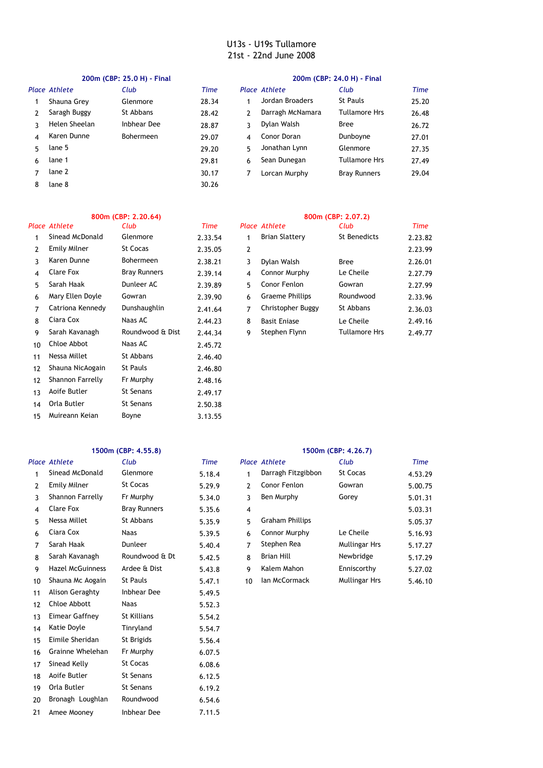# U13s - U19s Tullamore

21st - 22nd June 2008

### 200m (CBP: 25.0 H) - Final

| Place | Athlete | Club | Time |
|---|---|---|---|
| 1 | Shauna Grey | Glenmore | 28.34 |
| 2 | Saragh Buggy | St Abbans | 28.42 |
| 3 | Helen Sheelan | Inbhear Dee | 28.87 |
| 4 | Karen Dunne | Bohermeen | 29.07 |
| 5 | lane 5 | | 29.20 |
| 6 | lane 1 | | 29.81 |
| 7 | lane 2 | | 30.17 |
| 8 | lane 8 | | 30.26 |

### 200m (CBP: 24.0 H) - Final

| Place | Athlete | Club | Time |
|---|---|---|---|
| 1 | Jordan Broaders | St Pauls | 25.20 |
| 2 | Darragh McNamara | Tullamore Hrs | 26.48 |
| 3 | Dylan Walsh | Bree | 26.72 |
| 4 | Conor Doran | Dunboyne | 27.01 |
| 5 | Jonathan Lynn | Glenmore | 27.35 |
| 6 | Sean Dunegan | Tullamore Hrs | 27.49 |
| 7 | Lorcan Murphy | Bray Runners | 29.04 |

### 800m (CBP: 2.20.64)

| Place | Athlete | Club | Time |
|---|---|---|---|
| 1 | Sinead McDonald | Glenmore | 2.33.54 |
| 2 | Emily Milner | St Cocas | 2.35.05 |
| 3 | Karen Dunne | Bohermeen | 2.38.21 |
| 4 | Clare Fox | Bray Runners | 2.39.14 |
| 5 | Sarah Haak | Dunleer AC | 2.39.89 |
| 6 | Mary Ellen Doyle | Gowran | 2.39.90 |
| 7 | Catriona Kennedy | Dunshaughlin | 2.41.64 |
| 8 | Ciara Cox | Naas AC | 2.44.23 |
| 9 | Sarah Kavanagh | Roundwood & Dist | 2.44.34 |
| 10 | Chloe Abbot | Naas AC | 2.45.72 |
| 11 | Nessa Millet | St Abbans | 2.46.40 |
| 12 | Shauna NicAogain | St Pauls | 2.46.80 |
| 12 | Shannon Farrelly | Fr Murphy | 2.48.16 |
| 13 | Aoife Butler | St Senans | 2.49.17 |
| 14 | Orla Butler | St Senans | 2.50.38 |
| 15 | Muireann Keian | Boyne | 3.13.55 |

### 800m (CBP: 2.07.2)

| Place | Athlete | Club | Time |
|---|---|---|---|
| 1 | Brian Slattery | St Benedicts | 2.23.82 |
| 2 | | | 2.23.99 |
| 3 | Dylan Walsh | Bree | 2.26.01 |
| 4 | Connor Murphy | Le Cheile | 2.27.79 |
| 5 | Conor Fenlon | Gowran | 2.27.99 |
| 6 | Graeme Phillips | Roundwood | 2.33.96 |
| 7 | Christopher Buggy | St Abbans | 2.36.03 |
| 8 | Basit Eniase | Le Cheile | 2.49.16 |
| 9 | Stephen Flynn | Tullamore Hrs | 2.49.77 |

### 1500m (CBP: 4.55.8)

| Place | Athlete | Club | Time |
|---|---|---|---|
| 1 | Sinead McDonald | Glenmore | 5.18.4 |
| 2 | Emily Milner | St Cocas | 5.29.9 |
| 3 | Shannon Farrelly | Fr Murphy | 5.34.0 |
| 4 | Clare Fox | Bray Runners | 5.35.6 |
| 5 | Nessa Millet | St Abbans | 5.35.9 |
| 6 | Ciara Cox | Naas | 5.39.5 |
| 7 | Sarah Haak | Dunleer | 5.40.4 |
| 8 | Sarah Kavanagh | Roundwood & Dt | 5.42.5 |
| 9 | Hazel McGuinness | Ardee & Dist | 5.43.8 |
| 10 | Shauna Mc Aogain | St Pauls | 5.47.1 |
| 11 | Alison Geraghty | Inbhear Dee | 5.49.5 |
| 12 | Chloe Abbott | Naas | 5.52.3 |
| 13 | Eimear Gaffney | St Killians | 5.54.2 |
| 14 | Katie Doyle | Tinryland | 5.54.7 |
| 15 | Eimile Sheridan | St Brigids | 5.56.4 |
| 16 | Grainne Whelehan | Fr Murphy | 6.07.5 |
| 17 | Sinead Kelly | St Cocas | 6.08.6 |
| 18 | Aoife Butler | St Senans | 6.12.5 |
| 19 | Orla Butler | St Senans | 6.19.2 |
| 20 | Bronagh Loughlan | Roundwood | 6.54.6 |
| 21 | Amee Mooney | Inbhear Dee | 7.11.5 |

### 1500m (CBP: 4.26.7)

| Place | Athlete | Club | Time |
|---|---|---|---|
| 1 | Darragh Fitzgibbon | St Cocas | 4.53.29 |
| 2 | Conor Fenlon | Gowran | 5.00.75 |
| 3 | Ben Murphy | Gorey | 5.01.31 |
| 4 | | | 5.03.31 |
| 5 | Graham Phillips | | 5.05.37 |
| 6 | Connor Murphy | Le Cheile | 5.16.93 |
| 7 | Stephen Rea | Mullingar Hrs | 5.17.27 |
| 8 | Brian Hill | Newbridge | 5.17.29 |
| 9 | Kalem Mahon | Enniscorthy | 5.27.02 |
| 10 | Ian McCormack | Mullingar Hrs | 5.46.10 |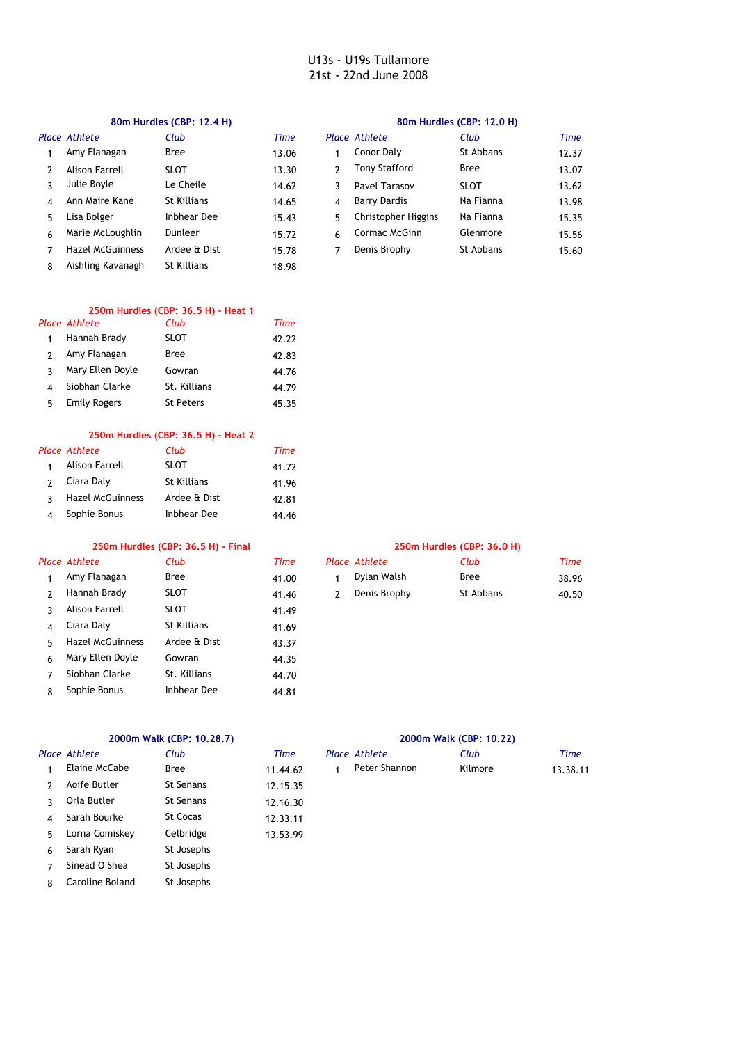# U13s - U19s Tullamore
# 21st - 22nd June 2008

### 80m Hurdles (CBP: 12.4 H)

| Place | Athlete | Club | Time |
|---|---|---|---|
| 1 | Amy Flanagan | Bree | 13.06 |
| 2 | Alison Farrell | SLOT | 13.30 |
| 3 | Julie Boyle | Le Cheile | 14.62 |
| 4 | Ann Maire Kane | St Killians | 14.65 |
| 5 | Lisa Bolger | Inbhear Dee | 15.43 |
| 6 | Marie McLoughlin | Dunleer | 15.72 |
| 7 | Hazel McGuinness | Ardee & Dist | 15.78 |
| 8 | Aishling Kavanagh | St Killians | 18.98 |

### 80m Hurdles (CBP: 12.0 H)

| Place | Athlete | Club | Time |
|---|---|---|---|
| 1 | Conor Daly | St Abbans | 12.37 |
| 2 | Tony Stafford | Bree | 13.07 |
| 3 | Pavel Tarasov | SLOT | 13.62 |
| 4 | Barry Dardis | Na Fianna | 13.98 |
| 5 | Christopher Higgins | Na Fianna | 15.35 |
| 6 | Cormac McGinn | Glenmore | 15.56 |
| 7 | Denis Brophy | St Abbans | 15.60 |

### 250m Hurdles (CBP: 36.5 H) - Heat 1

| Place | Athlete | Club | Time |
|---|---|---|---|
| 1 | Hannah Brady | SLOT | 42.22 |
| 2 | Amy Flanagan | Bree | 42.83 |
| 3 | Mary Ellen Doyle | Gowran | 44.76 |
| 4 | Siobhan Clarke | St. Killians | 44.79 |
| 5 | Emily Rogers | St Peters | 45.35 |

### 250m Hurdles (CBP: 36.5 H) - Heat 2

| Place | Athlete | Club | Time |
|---|---|---|---|
| 1 | Alison Farrell | SLOT | 41.72 |
| 2 | Ciara Daly | St Killians | 41.96 |
| 3 | Hazel McGuinness | Ardee & Dist | 42.81 |
| 4 | Sophie Bonus | Inbhear Dee | 44.46 |

### 250m Hurdles (CBP: 36.5 H) - Final

| Place | Athlete | Club | Time |
|---|---|---|---|
| 1 | Amy Flanagan | Bree | 41.00 |
| 2 | Hannah Brady | SLOT | 41.46 |
| 3 | Alison Farrell | SLOT | 41.49 |
| 4 | Ciara Daly | St Killians | 41.69 |
| 5 | Hazel McGuinness | Ardee & Dist | 43.37 |
| 6 | Mary Ellen Doyle | Gowran | 44.35 |
| 7 | Siobhan Clarke | St. Killians | 44.70 |
| 8 | Sophie Bonus | Inbhear Dee | 44.81 |

### 250m Hurdles (CBP: 36.0 H)

| Place | Athlete | Club | Time |
|---|---|---|---|
| 1 | Dylan Walsh | Bree | 38.96 |
| 2 | Denis Brophy | St Abbans | 40.50 |

### 2000m Walk (CBP: 10.28.7)

| Place | Athlete | Club | Time |
|---|---|---|---|
| 1 | Elaine McCabe | Bree | 11.44.62 |
| 2 | Aoife Butler | St Senans | 12.15.35 |
| 3 | Orla Butler | St Senans | 12.16.30 |
| 4 | Sarah Bourke | St Cocas | 12.33.11 |
| 5 | Lorna Comiskey | Celbridge | 13.53.99 |
| 6 | Sarah Ryan | St Josephs | |
| 7 | Sinead O Shea | St Josephs | |
| 8 | Caroline Boland | St Josephs | |

### 2000m Walk (CBP: 10.22)

| Place | Athlete | Club | Time |
|---|---|---|---|
| 1 | Peter Shannon | Kilmore | 13.38.11 |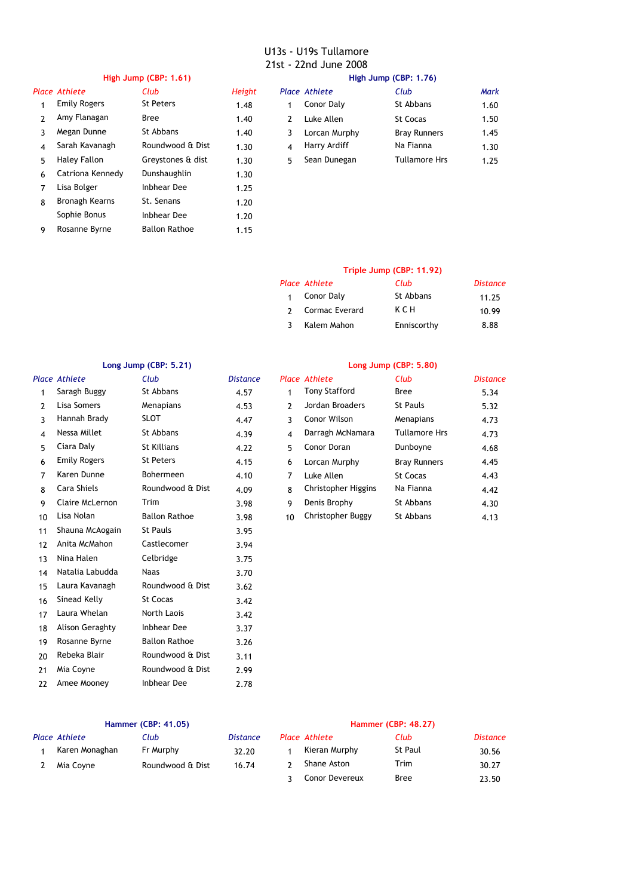# U13s - U19s Tullamore
## 21st - 22nd June 2008

### High Jump (CBP: 1.61)

| Place | Athlete | Club | Height |
|---|---|---|---|
| 1 | Emily Rogers | St Peters | 1.48 |
| 2 | Amy Flanagan | Bree | 1.40 |
| 3 | Megan Dunne | St Abbans | 1.40 |
| 4 | Sarah Kavanagh | Roundwood & Dist | 1.30 |
| 5 | Haley Fallon | Greystones & dist | 1.30 |
| 6 | Catriona Kennedy | Dunshaughlin | 1.30 |
| 7 | Lisa Bolger | Inbhear Dee | 1.25 |
| 8 | Bronagh Kearns | St. Senans | 1.20 |
| | Sophie Bonus | Inbhear Dee | 1.20 |
| 9 | Rosanne Byrne | Ballon Rathoe | 1.15 |

### High Jump (CBP: 1.76)

| Place | Athlete | Club | Mark |
|---|---|---|---|
| 1 | Conor Daly | St Abbans | 1.60 |
| 2 | Luke Allen | St Cocas | 1.50 |
| 3 | Lorcan Murphy | Bray Runners | 1.45 |
| 4 | Harry Ardiff | Na Fianna | 1.30 |
| 5 | Sean Dunegan | Tullamore Hrs | 1.25 |

### Triple Jump (CBP: 11.92)

| Place | Athlete | Club | Distance |
|---|---|---|---|
| 1 | Conor Daly | St Abbans | 11.25 |
| 2 | Cormac Everard | K C H | 10.99 |
| 3 | Kalem Mahon | Enniscorthy | 8.88 |

### Long Jump (CBP: 5.21)

| Place | Athlete | Club | Distance |
|---|---|---|---|
| 1 | Saragh Buggy | St Abbans | 4.57 |
| 2 | Lisa Somers | Menapians | 4.53 |
| 3 | Hannah Brady | SLOT | 4.47 |
| 4 | Nessa Millet | St Abbans | 4.39 |
| 5 | Ciara Daly | St Killians | 4.22 |
| 6 | Emily Rogers | St Peters | 4.15 |
| 7 | Karen Dunne | Bohermeen | 4.10 |
| 8 | Cara Shiels | Roundwood & Dist | 4.09 |
| 9 | Claire McLernon | Trim | 3.98 |
| 10 | Lisa Nolan | Ballon Rathoe | 3.98 |
| 11 | Shauna McAogain | St Pauls | 3.95 |
| 12 | Anita McMahon | Castlecomer | 3.94 |
| 13 | Nina Halen | Celbridge | 3.75 |
| 14 | Natalia Labudda | Naas | 3.70 |
| 15 | Laura Kavanagh | Roundwood & Dist | 3.62 |
| 16 | Sinead Kelly | St Cocas | 3.42 |
| 17 | Laura Whelan | North Laois | 3.42 |
| 18 | Alison Geraghty | Inbhear Dee | 3.37 |
| 19 | Rosanne Byrne | Ballon Rathoe | 3.26 |
| 20 | Rebeka Blair | Roundwood & Dist | 3.11 |
| 21 | Mia Coyne | Roundwood & Dist | 2.99 |
| 22 | Amee Mooney | Inbhear Dee | 2.78 |

### Long Jump (CBP: 5.80)

| Place | Athlete | Club | Distance |
|---|---|---|---|
| 1 | Tony Stafford | Bree | 5.34 |
| 2 | Jordan Broaders | St Pauls | 5.32 |
| 3 | Conor Wilson | Menapians | 4.73 |
| 4 | Darragh McNamara | Tullamore Hrs | 4.73 |
| 5 | Conor Doran | Dunboyne | 4.68 |
| 6 | Lorcan Murphy | Bray Runners | 4.45 |
| 7 | Luke Allen | St Cocas | 4.43 |
| 8 | Christopher Higgins | Na Fianna | 4.42 |
| 9 | Denis Brophy | St Abbans | 4.30 |
| 10 | Christopher Buggy | St Abbans | 4.13 |

### Hammer (CBP: 41.05)

| Place | Athlete | Club | Distance |
|---|---|---|---|
| 1 | Karen Monaghan | Fr Murphy | 32.20 |
| 2 | Mia Coyne | Roundwood & Dist | 16.74 |

### Hammer (CBP: 48.27)

| Place | Athlete | Club | Distance |
|---|---|---|---|
| 1 | Kieran Murphy | St Paul | 30.56 |
| 2 | Shane Aston | Trim | 30.27 |
| 3 | Conor Devereux | Bree | 23.50 |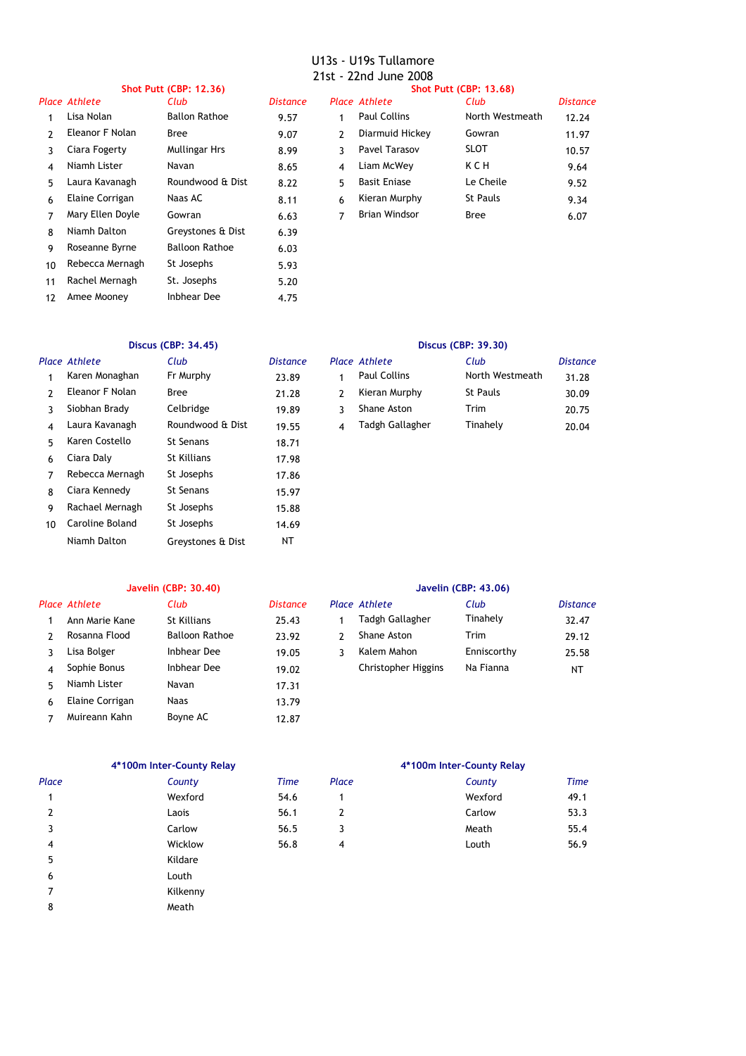# U13s - U19s Tullamore
## 21st - 22nd June 2008

### Shot Putt (CBP: 12.36)

| Place | Athlete | Club | Distance |
|---|---|---|---|
| 1 | Lisa Nolan | Ballon Rathoe | 9.57 |
| 2 | Eleanor F Nolan | Bree | 9.07 |
| 3 | Ciara Fogerty | Mullingar Hrs | 8.99 |
| 4 | Niamh Lister | Navan | 8.65 |
| 5 | Laura Kavanagh | Roundwood & Dist | 8.22 |
| 6 | Elaine Corrigan | Naas AC | 8.11 |
| 7 | Mary Ellen Doyle | Gowran | 6.63 |
| 8 | Niamh Dalton | Greystones & Dist | 6.39 |
| 9 | Roseanne Byrne | Balloon Rathoe | 6.03 |
| 10 | Rebecca Mernagh | St Josephs | 5.93 |
| 11 | Rachel Mernagh | St. Josephs | 5.20 |
| 12 | Amee Mooney | Inbhear Dee | 4.75 |

### Shot Putt (CBP: 13.68)

| Place | Athlete | Club | Distance |
|---|---|---|---|
| 1 | Paul Collins | North Westmeath | 12.24 |
| 2 | Diarmuid Hickey | Gowran | 11.97 |
| 3 | Pavel Tarasov | SLOT | 10.57 |
| 4 | Liam McWey | K C H | 9.64 |
| 5 | Basit Eniase | Le Cheile | 9.52 |
| 6 | Kieran Murphy | St Pauls | 9.34 |
| 7 | Brian Windsor | Bree | 6.07 |

### Discus (CBP: 34.45)

| Place | Athlete | Club | Distance |
|---|---|---|---|
| 1 | Karen Monaghan | Fr Murphy | 23.89 |
| 2 | Eleanor F Nolan | Bree | 21.28 |
| 3 | Siobhan Brady | Celbridge | 19.89 |
| 4 | Laura Kavanagh | Roundwood & Dist | 19.55 |
| 5 | Karen Costello | St Senans | 18.71 |
| 6 | Ciara Daly | St Killians | 17.98 |
| 7 | Rebecca Mernagh | St Josephs | 17.86 |
| 8 | Ciara Kennedy | St Senans | 15.97 |
| 9 | Rachael Mernagh | St Josephs | 15.88 |
| 10 | Caroline Boland | St Josephs | 14.69 |
| | Niamh Dalton | Greystones & Dist | NT |

### Discus (CBP: 39.30)

| Place | Athlete | Club | Distance |
|---|---|---|---|
| 1 | Paul Collins | North Westmeath | 31.28 |
| 2 | Kieran Murphy | St Pauls | 30.09 |
| 3 | Shane Aston | Trim | 20.75 |
| 4 | Tadgh Gallagher | Tinahely | 20.04 |

### Javelin (CBP: 30.40)

| Place | Athlete | Club | Distance |
|---|---|---|---|
| 1 | Ann Marie Kane | St Killians | 25.43 |
| 2 | Rosanna Flood | Balloon Rathoe | 23.92 |
| 3 | Lisa Bolger | Inbhear Dee | 19.05 |
| 4 | Sophie Bonus | Inbhear Dee | 19.02 |
| 5 | Niamh Lister | Navan | 17.31 |
| 6 | Elaine Corrigan | Naas | 13.79 |
| 7 | Muireann Kahn | Boyne AC | 12.87 |

### Javelin (CBP: 43.06)

| Place | Athlete | Club | Distance |
|---|---|---|---|
| 1 | Tadgh Gallagher | Tinahely | 32.47 |
| 2 | Shane Aston | Trim | 29.12 |
| 3 | Kalem Mahon | Enniscorthy | 25.58 |
| | Christopher Higgins | Na Fianna | NT |

### 4*100m Inter-County Relay

| Place | County | Time |
|---|---|---|
| 1 | Wexford | 54.6 |
| 2 | Laois | 56.1 |
| 3 | Carlow | 56.5 |
| 4 | Wicklow | 56.8 |
| 5 | Kildare | |
| 6 | Louth | |
| 7 | Kilkenny | |
| 8 | Meath | |

### 4*100m Inter-County Relay

| Place | County | Time |
|---|---|---|
| 1 | Wexford | 49.1 |
| 2 | Carlow | 53.3 |
| 3 | Meath | 55.4 |
| 4 | Louth | 56.9 |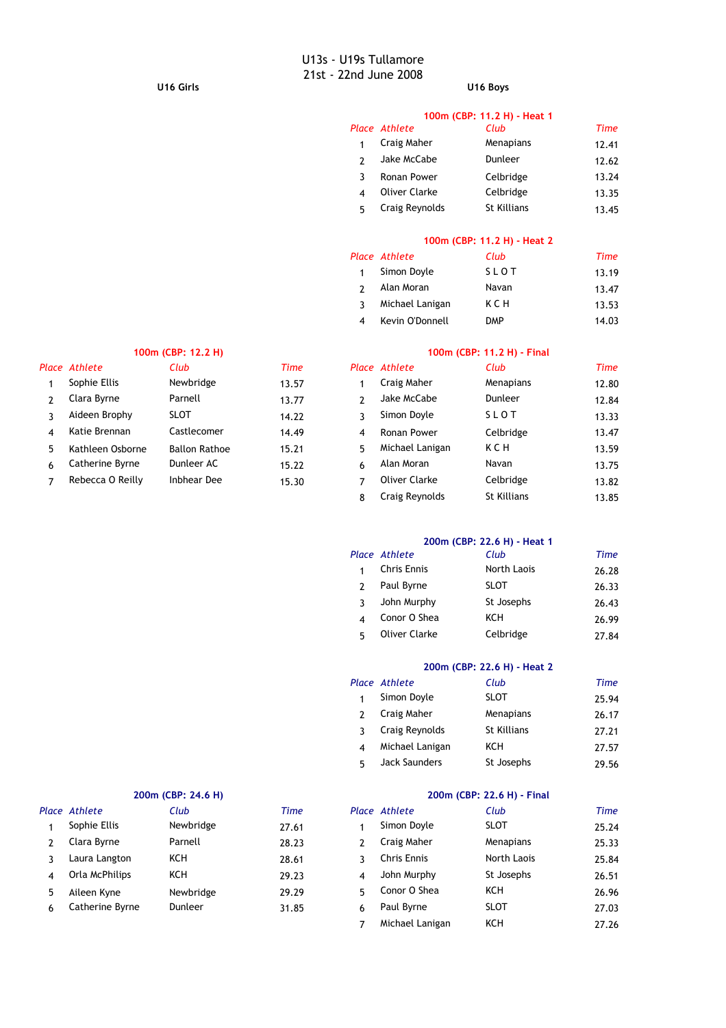# U13s - U19s Tullamore
## 21st - 22nd June 2008

## U16 Girls

### 100m (CBP: 12.2 H)

| Place | Athlete | Club | Time |
|---|---|---|---|
| 1 | Sophie Ellis | Newbridge | 13.57 |
| 2 | Clara Byrne | Parnell | 13.77 |
| 3 | Aideen Brophy | SLOT | 14.22 |
| 4 | Katie Brennan | Castlecomer | 14.49 |
| 5 | Kathleen Osborne | Ballon Rathoe | 15.21 |
| 6 | Catherine Byrne | Dunleer AC | 15.22 |
| 7 | Rebecca O Reilly | Inbhear Dee | 15.30 |

### 200m (CBP: 24.6 H)

| Place | Athlete | Club | Time |
|---|---|---|---|
| 1 | Sophie Ellis | Newbridge | 27.61 |
| 2 | Clara Byrne | Parnell | 28.23 |
| 3 | Laura Langton | KCH | 28.61 |
| 4 | Orla McPhilips | KCH | 29.23 |
| 5 | Aileen Kyne | Newbridge | 29.29 |
| 6 | Catherine Byrne | Dunleer | 31.85 |

## U16 Boys

### 100m (CBP: 11.2 H) - Heat 1

| Place | Athlete | Club | Time |
|---|---|---|---|
| 1 | Craig Maher | Menapians | 12.41 |
| 2 | Jake McCabe | Dunleer | 12.62 |
| 3 | Ronan Power | Celbridge | 13.24 |
| 4 | Oliver Clarke | Celbridge | 13.35 |
| 5 | Craig Reynolds | St Killians | 13.45 |

### 100m (CBP: 11.2 H) - Heat 2

| Place | Athlete | Club | Time |
|---|---|---|---|
| 1 | Simon Doyle | S L O T | 13.19 |
| 2 | Alan Moran | Navan | 13.47 |
| 3 | Michael Lanigan | K C H | 13.53 |
| 4 | Kevin O'Donnell | DMP | 14.03 |

### 100m (CBP: 11.2 H) - Final

| Place | Athlete | Club | Time |
|---|---|---|---|
| 1 | Craig Maher | Menapians | 12.80 |
| 2 | Jake McCabe | Dunleer | 12.84 |
| 3 | Simon Doyle | S L O T | 13.33 |
| 4 | Ronan Power | Celbridge | 13.47 |
| 5 | Michael Lanigan | K C H | 13.59 |
| 6 | Alan Moran | Navan | 13.75 |
| 7 | Oliver Clarke | Celbridge | 13.82 |
| 8 | Craig Reynolds | St Killians | 13.85 |

### 200m (CBP: 22.6 H) - Heat 1

| Place | Athlete | Club | Time |
|---|---|---|---|
| 1 | Chris Ennis | North Laois | 26.28 |
| 2 | Paul Byrne | SLOT | 26.33 |
| 3 | John Murphy | St Josephs | 26.43 |
| 4 | Conor O Shea | KCH | 26.99 |
| 5 | Oliver Clarke | Celbridge | 27.84 |

### 200m (CBP: 22.6 H) - Heat 2

| Place | Athlete | Club | Time |
|---|---|---|---|
| 1 | Simon Doyle | SLOT | 25.94 |
| 2 | Craig Maher | Menapians | 26.17 |
| 3 | Craig Reynolds | St Killians | 27.21 |
| 4 | Michael Lanigan | KCH | 27.57 |
| 5 | Jack Saunders | St Josephs | 29.56 |

### 200m (CBP: 22.6 H) - Final

| Place | Athlete | Club | Time |
|---|---|---|---|
| 1 | Simon Doyle | SLOT | 25.24 |
| 2 | Craig Maher | Menapians | 25.33 |
| 3 | Chris Ennis | North Laois | 25.84 |
| 4 | John Murphy | St Josephs | 26.51 |
| 5 | Conor O Shea | KCH | 26.96 |
| 6 | Paul Byrne | SLOT | 27.03 |
| 7 | Michael Lanigan | KCH | 27.26 |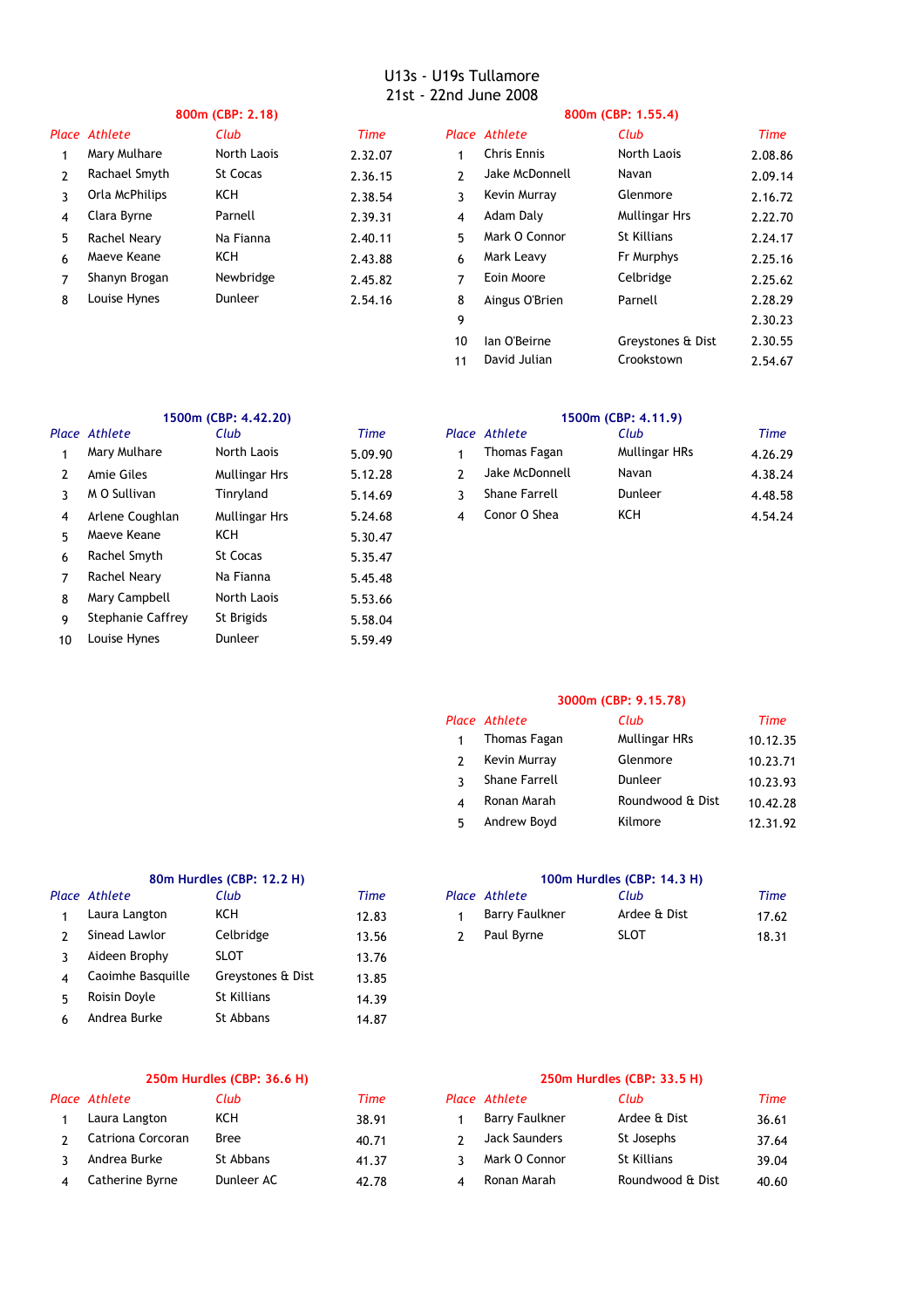# U13s - U19s Tullamore
## 21st - 22nd June 2008

### 800m (CBP: 2.18)

| Place | Athlete | Club | Time |
|---|---|---|---|
| 1 | Mary Mulhare | North Laois | 2.32.07 |
| 2 | Rachael Smyth | St Cocas | 2.36.15 |
| 3 | Orla McPhilips | KCH | 2.38.54 |
| 4 | Clara Byrne | Parnell | 2.39.31 |
| 5 | Rachel Neary | Na Fianna | 2.40.11 |
| 6 | Maeve Keane | KCH | 2.43.88 |
| 7 | Shanyn Brogan | Newbridge | 2.45.82 |
| 8 | Louise Hynes | Dunleer | 2.54.16 |

### 800m (CBP: 1.55.4)

| Place | Athlete | Club | Time |
|---|---|---|---|
| 1 | Chris Ennis | North Laois | 2.08.86 |
| 2 | Jake McDonnell | Navan | 2.09.14 |
| 3 | Kevin Murray | Glenmore | 2.16.72 |
| 4 | Adam Daly | Mullingar Hrs | 2.22.70 |
| 5 | Mark O Connor | St Killians | 2.24.17 |
| 6 | Mark Leavy | Fr Murphys | 2.25.16 |
| 7 | Eoin Moore | Celbridge | 2.25.62 |
| 8 | Aingus O'Brien | Parnell | 2.28.29 |
| 9 | | | 2.30.23 |
| 10 | Ian O'Beirne | Greystones & Dist | 2.30.55 |
| 11 | David Julian | Crookstown | 2.54.67 |

### 1500m (CBP: 4.42.20)

| Place | Athlete | Club | Time |
|---|---|---|---|
| 1 | Mary Mulhare | North Laois | 5.09.90 |
| 2 | Amie Giles | Mullingar Hrs | 5.12.28 |
| 3 | M O Sullivan | Tinryland | 5.14.69 |
| 4 | Arlene Coughlan | Mullingar Hrs | 5.24.68 |
| 5 | Maeve Keane | KCH | 5.30.47 |
| 6 | Rachel Smyth | St Cocas | 5.35.47 |
| 7 | Rachel Neary | Na Fianna | 5.45.48 |
| 8 | Mary Campbell | North Laois | 5.53.66 |
| 9 | Stephanie Caffrey | St Brigids | 5.58.04 |
| 10 | Louise Hynes | Dunleer | 5.59.49 |

### 1500m (CBP: 4.11.9)

| Place | Athlete | Club | Time |
|---|---|---|---|
| 1 | Thomas Fagan | Mullingar HRs | 4.26.29 |
| 2 | Jake McDonnell | Navan | 4.38.24 |
| 3 | Shane Farrell | Dunleer | 4.48.58 |
| 4 | Conor O Shea | KCH | 4.54.24 |

### 3000m (CBP: 9.15.78)

| Place | Athlete | Club | Time |
|---|---|---|---|
| 1 | Thomas Fagan | Mullingar HRs | 10.12.35 |
| 2 | Kevin Murray | Glenmore | 10.23.71 |
| 3 | Shane Farrell | Dunleer | 10.23.93 |
| 4 | Ronan Marah | Roundwood & Dist | 10.42.28 |
| 5 | Andrew Boyd | Kilmore | 12.31.92 |

### 80m Hurdles (CBP: 12.2 H)

| Place | Athlete | Club | Time |
|---|---|---|---|
| 1 | Laura Langton | KCH | 12.83 |
| 2 | Sinead Lawlor | Celbridge | 13.56 |
| 3 | Aideen Brophy | SLOT | 13.76 |
| 4 | Caoimhe Basquille | Greystones & Dist | 13.85 |
| 5 | Roisin Doyle | St Killians | 14.39 |
| 6 | Andrea Burke | St Abbans | 14.87 |

### 100m Hurdles (CBP: 14.3 H)

| Place | Athlete | Club | Time |
|---|---|---|---|
| 1 | Barry Faulkner | Ardee & Dist | 17.62 |
| 2 | Paul Byrne | SLOT | 18.31 |

### 250m Hurdles (CBP: 36.6 H)

| Place | Athlete | Club | Time |
|---|---|---|---|
| 1 | Laura Langton | KCH | 38.91 |
| 2 | Catriona Corcoran | Bree | 40.71 |
| 3 | Andrea Burke | St Abbans | 41.37 |
| 4 | Catherine Byrne | Dunleer AC | 42.78 |

### 250m Hurdles (CBP: 33.5 H)

| Place | Athlete | Club | Time |
|---|---|---|---|
| 1 | Barry Faulkner | Ardee & Dist | 36.61 |
| 2 | Jack Saunders | St Josephs | 37.64 |
| 3 | Mark O Connor | St Killians | 39.04 |
| 4 | Ronan Marah | Roundwood & Dist | 40.60 |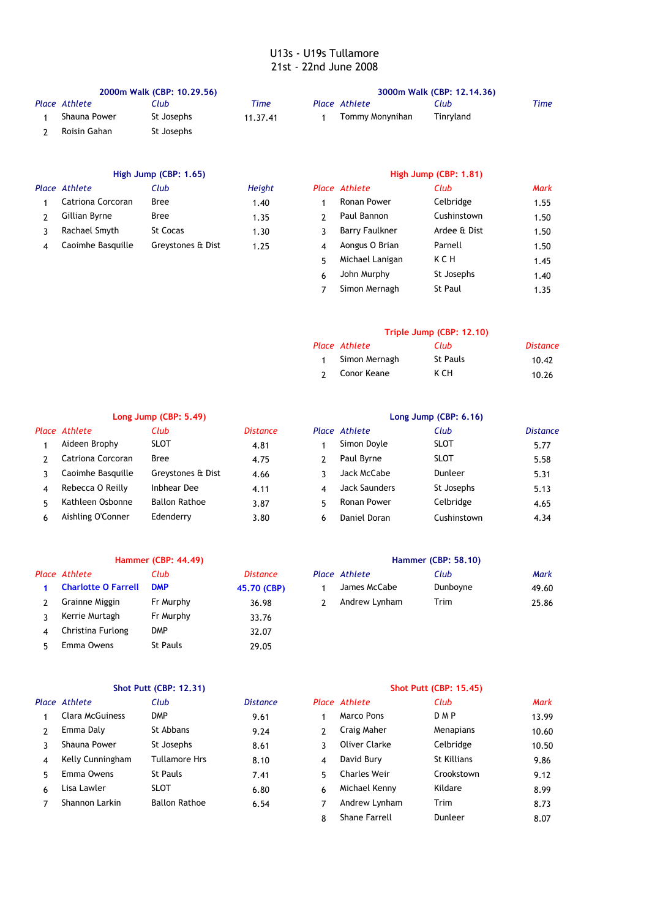# U13s - U19s Tullamore
## 21st - 22nd June 2008

### 2000m Walk (CBP: 10.29.56)

| Place | Athlete | Club | Time |
|---|---|---|---|
| 1 | Shauna Power | St Josephs | 11.37.41 |
| 2 | Roisin Gahan | St Josephs | |

### 3000m Walk (CBP: 12.14.36)

| Place | Athlete | Club | Time |
|---|---|---|---|
| 1 | Tommy Monynihan | Tinryland | |

### High Jump (CBP: 1.65)

| Place | Athlete | Club | Height |
|---|---|---|---|
| 1 | Catriona Corcoran | Bree | 1.40 |
| 2 | Gillian Byrne | Bree | 1.35 |
| 3 | Rachael Smyth | St Cocas | 1.30 |
| 4 | Caoimhe Basquille | Greystones & Dist | 1.25 |

### High Jump (CBP: 1.81)

| Place | Athlete | Club | Mark |
|---|---|---|---|
| 1 | Ronan Power | Celbridge | 1.55 |
| 2 | Paul Bannon | Cushinstown | 1.50 |
| 3 | Barry Faulkner | Ardee & Dist | 1.50 |
| 4 | Aongus O Brian | Parnell | 1.50 |
| 5 | Michael Lanigan | K C H | 1.45 |
| 6 | John Murphy | St Josephs | 1.40 |
| 7 | Simon Mernagh | St Paul | 1.35 |

### Triple Jump (CBP: 12.10)

| Place | Athlete | Club | Distance |
|---|---|---|---|
| 1 | Simon Mernagh | St Pauls | 10.42 |
| 2 | Conor Keane | K CH | 10.26 |

### Long Jump (CBP: 5.49)

| Place | Athlete | Club | Distance |
|---|---|---|---|
| 1 | Aideen Brophy | SLOT | 4.81 |
| 2 | Catriona Corcoran | Bree | 4.75 |
| 3 | Caoimhe Basquille | Greystones & Dist | 4.66 |
| 4 | Rebecca O Reilly | Inbhear Dee | 4.11 |
| 5 | Kathleen Osbonne | Ballon Rathoe | 3.87 |
| 6 | Aishling O'Conner | Edenderry | 3.80 |

### Long Jump (CBP: 6.16)

| Place | Athlete | Club | Distance |
|---|---|---|---|
| 1 | Simon Doyle | SLOT | 5.77 |
| 2 | Paul Byrne | SLOT | 5.58 |
| 3 | Jack McCabe | Dunleer | 5.31 |
| 4 | Jack Saunders | St Josephs | 5.13 |
| 5 | Ronan Power | Celbridge | 4.65 |
| 6 | Daniel Doran | Cushinstown | 4.34 |

### Hammer (CBP: 44.49)

| Place | Athlete | Club | Distance |
|---|---|---|---|
| **1** | **Charlotte O Farrell** | **DMP** | **45.70 (CBP)** |
| 2 | Grainne Miggin | Fr Murphy | 36.98 |
| 3 | Kerrie Murtagh | Fr Murphy | 33.76 |
| 4 | Christina Furlong | DMP | 32.07 |
| 5 | Emma Owens | St Pauls | 29.05 |

### Hammer (CBP: 58.10)

| Place | Athlete | Club | Mark |
|---|---|---|---|
| 1 | James McCabe | Dunboyne | 49.60 |
| 2 | Andrew Lynham | Trim | 25.86 |

### Shot Putt (CBP: 12.31)

| Place | Athlete | Club | Distance |
|---|---|---|---|
| 1 | Clara McGuiness | DMP | 9.61 |
| 2 | Emma Daly | St Abbans | 9.24 |
| 3 | Shauna Power | St Josephs | 8.61 |
| 4 | Kelly Cunningham | Tullamore Hrs | 8.10 |
| 5 | Emma Owens | St Pauls | 7.41 |
| 6 | Lisa Lawler | SLOT | 6.80 |
| 7 | Shannon Larkin | Ballon Rathoe | 6.54 |

### Shot Putt (CBP: 15.45)

| Place | Athlete | Club | Mark |
|---|---|---|---|
| 1 | Marco Pons | D M P | 13.99 |
| 2 | Craig Maher | Menapians | 10.60 |
| 3 | Oliver Clarke | Celbridge | 10.50 |
| 4 | David Bury | St Killians | 9.86 |
| 5 | Charles Weir | Crookstown | 9.12 |
| 6 | Michael Kenny | Kildare | 8.99 |
| 7 | Andrew Lynham | Trim | 8.73 |
| 8 | Shane Farrell | Dunleer | 8.07 |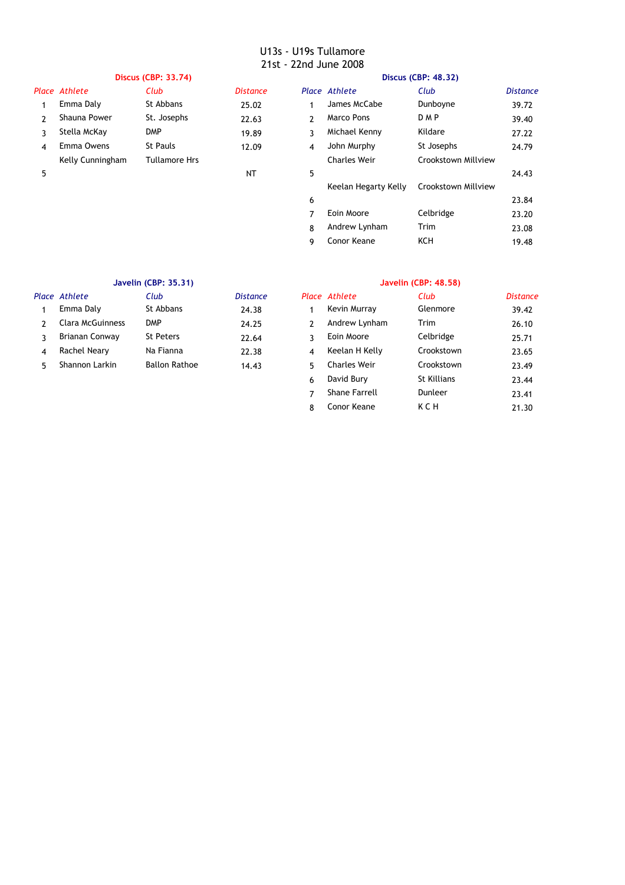# U13s - U19s Tullamore
## 21st - 22nd June 2008

### Discus (CBP: 33.74)

| Place | Athlete | Club | Distance |
|---|---|---|---|
| 1 | Emma Daly | St Abbans | 25.02 |
| 2 | Shauna Power | St. Josephs | 22.63 |
| 3 | Stella McKay | DMP | 19.89 |
| 4 | Emma Owens | St Pauls | 12.09 |
| 5 | Kelly Cunningham | Tullamore Hrs | NT |

### Discus (CBP: 48.32)

| Place | Athlete | Club | Distance |
|---|---|---|---|
| 1 | James McCabe | Dunboyne | 39.72 |
| 2 | Marco Pons | D M P | 39.40 |
| 3 | Michael Kenny | Kildare | 27.22 |
| 4 | John Murphy | St Josephs | 24.79 |
| 5 | Charles Weir | Crookstown Millview | 24.43 |
| 6 | Keelan Hegarty Kelly | Crookstown Millview | 23.84 |
| 7 | Eoin Moore | Celbridge | 23.20 |
| 8 | Andrew Lynham | Trim | 23.08 |
| 9 | Conor Keane | KCH | 19.48 |

### Javelin (CBP: 35.31)

| Place | Athlete | Club | Distance |
|---|---|---|---|
| 1 | Emma Daly | St Abbans | 24.38 |
| 2 | Clara McGuinness | DMP | 24.25 |
| 3 | Brianan Conway | St Peters | 22.64 |
| 4 | Rachel Neary | Na Fianna | 22.38 |
| 5 | Shannon Larkin | Ballon Rathoe | 14.43 |

### Javelin (CBP: 48.58)

| Place | Athlete | Club | Distance |
|---|---|---|---|
| 1 | Kevin Murray | Glenmore | 39.42 |
| 2 | Andrew Lynham | Trim | 26.10 |
| 3 | Eoin Moore | Celbridge | 25.71 |
| 4 | Keelan H Kelly | Crookstown | 23.65 |
| 5 | Charles Weir | Crookstown | 23.49 |
| 6 | David Bury | St Killians | 23.44 |
| 7 | Shane Farrell | Dunleer | 23.41 |
| 8 | Conor Keane | K C H | 21.30 |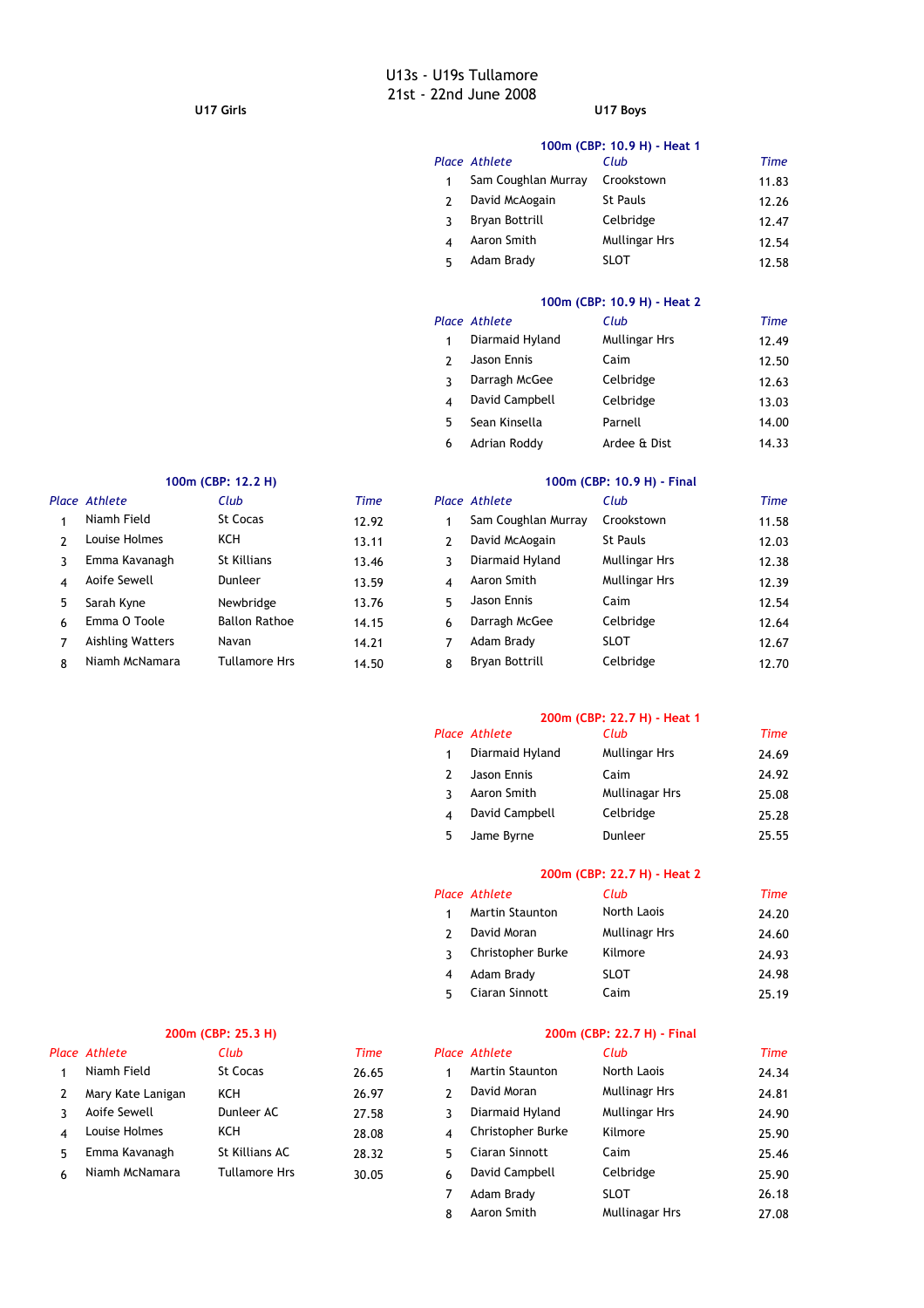# U13s - U19s Tullamore
## 21st - 22nd June 2008

## U17 Girls

### 100m (CBP: 12.2 H)

| Place | Athlete | Club | Time |
|---|---|---|---|
| 1 | Niamh Field | St Cocas | 12.92 |
| 2 | Louise Holmes | KCH | 13.11 |
| 3 | Emma Kavanagh | St Killians | 13.46 |
| 4 | Aoife Sewell | Dunleer | 13.59 |
| 5 | Sarah Kyne | Newbridge | 13.76 |
| 6 | Emma O Toole | Ballon Rathoe | 14.15 |
| 7 | Aishling Watters | Navan | 14.21 |
| 8 | Niamh McNamara | Tullamore Hrs | 14.50 |

### 200m (CBP: 25.3 H)

| Place | Athlete | Club | Time |
|---|---|---|---|
| 1 | Niamh Field | St Cocas | 26.65 |
| 2 | Mary Kate Lanigan | KCH | 26.97 |
| 3 | Aoife Sewell | Dunleer AC | 27.58 |
| 4 | Louise Holmes | KCH | 28.08 |
| 5 | Emma Kavanagh | St Killians AC | 28.32 |
| 6 | Niamh McNamara | Tullamore Hrs | 30.05 |

## U17 Boys

### 100m (CBP: 10.9 H) - Heat 1

| Place | Athlete | Club | Time |
|---|---|---|---|
| 1 | Sam Coughlan Murray | Crookstown | 11.83 |
| 2 | David McAogain | St Pauls | 12.26 |
| 3 | Bryan Bottrill | Celbridge | 12.47 |
| 4 | Aaron Smith | Mullingar Hrs | 12.54 |
| 5 | Adam Brady | SLOT | 12.58 |

### 100m (CBP: 10.9 H) - Heat 2

| Place | Athlete | Club | Time |
|---|---|---|---|
| 1 | Diarmaid Hyland | Mullingar Hrs | 12.49 |
| 2 | Jason Ennis | Caim | 12.50 |
| 3 | Darragh McGee | Celbridge | 12.63 |
| 4 | David Campbell | Celbridge | 13.03 |
| 5 | Sean Kinsella | Parnell | 14.00 |
| 6 | Adrian Roddy | Ardee & Dist | 14.33 |

### 100m (CBP: 10.9 H) - Final

| Place | Athlete | Club | Time |
|---|---|---|---|
| 1 | Sam Coughlan Murray | Crookstown | 11.58 |
| 2 | David McAogain | St Pauls | 12.03 |
| 3 | Diarmaid Hyland | Mullingar Hrs | 12.38 |
| 4 | Aaron Smith | Mullingar Hrs | 12.39 |
| 5 | Jason Ennis | Caim | 12.54 |
| 6 | Darragh McGee | Celbridge | 12.64 |
| 7 | Adam Brady | SLOT | 12.67 |
| 8 | Bryan Bottrill | Celbridge | 12.70 |

### 200m (CBP: 22.7 H) - Heat 1

| Place | Athlete | Club | Time |
|---|---|---|---|
| 1 | Diarmaid Hyland | Mullingar Hrs | 24.69 |
| 2 | Jason Ennis | Caim | 24.92 |
| 3 | Aaron Smith | Mullinagar Hrs | 25.08 |
| 4 | David Campbell | Celbridge | 25.28 |
| 5 | Jame Byrne | Dunleer | 25.55 |

### 200m (CBP: 22.7 H) - Heat 2

| Place | Athlete | Club | Time |
|---|---|---|---|
| 1 | Martin Staunton | North Laois | 24.20 |
| 2 | David Moran | Mullinagr Hrs | 24.60 |
| 3 | Christopher Burke | Kilmore | 24.93 |
| 4 | Adam Brady | SLOT | 24.98 |
| 5 | Ciaran Sinnott | Caim | 25.19 |

### 200m (CBP: 22.7 H) - Final

| Place | Athlete | Club | Time |
|---|---|---|---|
| 1 | Martin Staunton | North Laois | 24.34 |
| 2 | David Moran | Mullinagr Hrs | 24.81 |
| 3 | Diarmaid Hyland | Mullingar Hrs | 24.90 |
| 4 | Christopher Burke | Kilmore | 25.90 |
| 5 | Ciaran Sinnott | Caim | 25.46 |
| 6 | David Campbell | Celbridge | 25.90 |
| 7 | Adam Brady | SLOT | 26.18 |
| 8 | Aaron Smith | Mullinagar Hrs | 27.08 |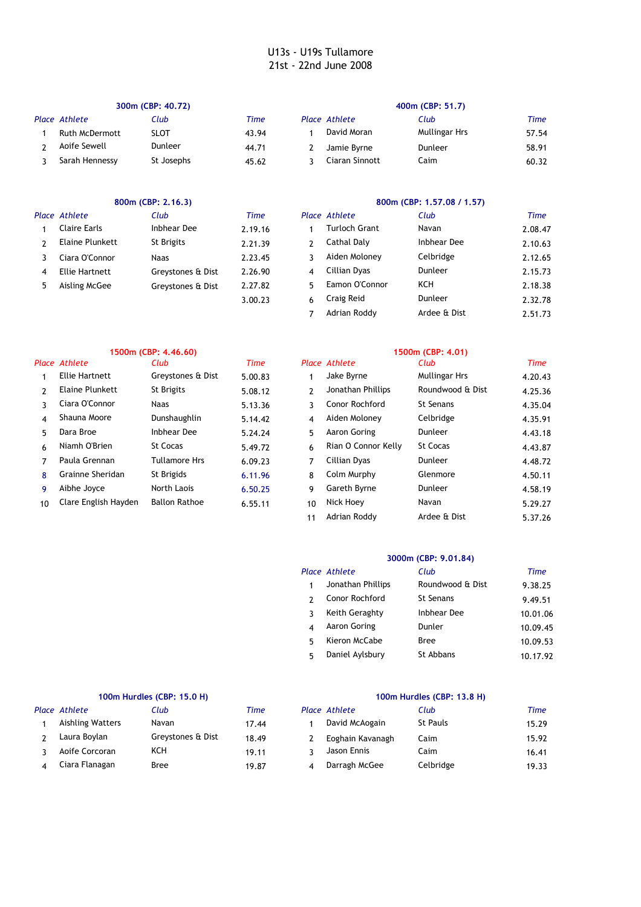# U13s - U19s Tullamore
## 21st - 22nd June 2008

### 300m (CBP: 40.72)

| Place | Athlete | Club | Time |
|---|---|---|---|
| 1 | Ruth McDermott | SLOT | 43.94 |
| 2 | Aoife Sewell | Dunleer | 44.71 |
| 3 | Sarah Hennessy | St Josephs | 45.62 |

### 400m (CBP: 51.7)

| Place | Athlete | Club | Time |
|---|---|---|---|
| 1 | David Moran | Mullingar Hrs | 57.54 |
| 2 | Jamie Byrne | Dunleer | 58.91 |
| 3 | Ciaran Sinnott | Caim | 60.32 |

### 800m (CBP: 2.16.3)

| Place | Athlete | Club | Time |
|---|---|---|---|
| 1 | Claire Earls | Inbhear Dee | 2.19.16 |
| 2 | Elaine Plunkett | St Brigits | 2.21.39 |
| 3 | Ciara O'Connor | Naas | 2.23.45 |
| 4 | Ellie Hartnett | Greystones & Dist | 2.26.90 |
| 5 | Aisling McGee | Greystones & Dist | 2.27.82 |
| | | | 3.00.23 |

### 800m (CBP: 1.57.08 / 1.57)

| Place | Athlete | Club | Time |
|---|---|---|---|
| 1 | Turloch Grant | Navan | 2.08.47 |
| 2 | Cathal Daly | Inbhear Dee | 2.10.63 |
| 3 | Aiden Moloney | Celbridge | 2.12.65 |
| 4 | Cillian Dyas | Dunleer | 2.15.73 |
| 5 | Eamon O'Connor | KCH | 2.18.38 |
| 6 | Craig Reid | Dunleer | 2.32.78 |
| 7 | Adrian Roddy | Ardee & Dist | 2.51.73 |

### 1500m (CBP: 4.46.60)

| Place | Athlete | Club | Time |
|---|---|---|---|
| 1 | Ellie Hartnett | Greystones & Dist | 5.00.83 |
| 2 | Elaine Plunkett | St Brigits | 5.08.12 |
| 3 | Ciara O'Connor | Naas | 5.13.36 |
| 4 | Shauna Moore | Dunshaughlin | 5.14.42 |
| 5 | Dara Broe | Inbhear Dee | 5.24.24 |
| 6 | Niamh O'Brien | St Cocas | 5.49.72 |
| 7 | Paula Grennan | Tullamore Hrs | 6.09.23 |
| 8 | Grainne Sheridan | St Brigids | 6.11.96 |
| 9 | Aibhe Joyce | North Laois | 6.50.25 |
| 10 | Clare English Hayden | Ballon Rathoe | 6.55.11 |

### 1500m (CBP: 4.01)

| Place | Athlete | Club | Time |
|---|---|---|---|
| 1 | Jake Byrne | Mullingar Hrs | 4.20.43 |
| 2 | Jonathan Phillips | Roundwood & Dist | 4.25.36 |
| 3 | Conor Rochford | St Senans | 4.35.04 |
| 4 | Aiden Moloney | Celbridge | 4.35.91 |
| 5 | Aaron Goring | Dunleer | 4.43.18 |
| 6 | Rian O Connor Kelly | St Cocas | 4.43.87 |
| 7 | Cillian Dyas | Dunleer | 4.48.72 |
| 8 | Colm Murphy | Glenmore | 4.50.11 |
| 9 | Gareth Byrne | Dunleer | 4.58.19 |
| 10 | Nick Hoey | Navan | 5.29.27 |
| 11 | Adrian Roddy | Ardee & Dist | 5.37.26 |

### 3000m (CBP: 9.01.84)

| Place | Athlete | Club | Time |
|---|---|---|---|
| 1 | Jonathan Phillips | Roundwood & Dist | 9.38.25 |
| 2 | Conor Rochford | St Senans | 9.49.51 |
| 3 | Keith Geraghty | Inbhear Dee | 10.01.06 |
| 4 | Aaron Goring | Dunler | 10.09.45 |
| 5 | Kieron McCabe | Bree | 10.09.53 |
| 5 | Daniel Aylsbury | St Abbans | 10.17.92 |

### 100m Hurdles (CBP: 15.0 H)

| Place | Athlete | Club | Time |
|---|---|---|---|
| 1 | Aishling Watters | Navan | 17.44 |
| 2 | Laura Boylan | Greystones & Dist | 18.49 |
| 3 | Aoife Corcoran | KCH | 19.11 |
| 4 | Ciara Flanagan | Bree | 19.87 |

### 100m Hurdles (CBP: 13.8 H)

| Place | Athlete | Club | Time |
|---|---|---|---|
| 1 | David McAogain | St Pauls | 15.29 |
| 2 | Eoghain Kavanagh | Caim | 15.92 |
| 3 | Jason Ennis | Caim | 16.41 |
| 4 | Darragh McGee | Celbridge | 19.33 |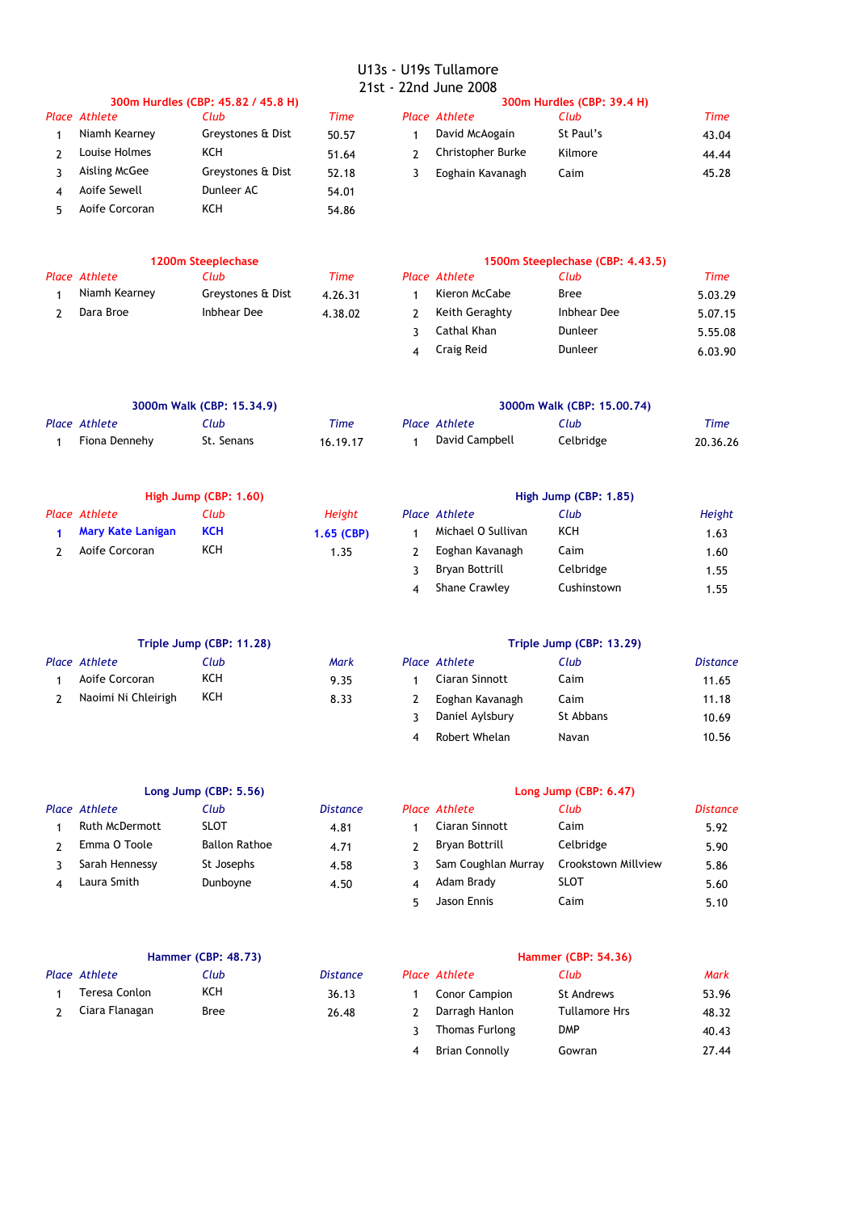# U13s - U19s Tullamore
## 21st - 22nd June 2008

### 300m Hurdles (CBP: 45.82 / 45.8 H)

| Place | Athlete | Club | Time |
|---|---|---|---|
| 1 | Niamh Kearney | Greystones & Dist | 50.57 |
| 2 | Louise Holmes | KCH | 51.64 |
| 3 | Aisling McGee | Greystones & Dist | 52.18 |
| 4 | Aoife Sewell | Dunleer AC | 54.01 |
| 5 | Aoife Corcoran | KCH | 54.86 |

### 300m Hurdles (CBP: 39.4 H)

| Place | Athlete | Club | Time |
|---|---|---|---|
| 1 | David McAogain | St Paul's | 43.04 |
| 2 | Christopher Burke | Kilmore | 44.44 |
| 3 | Eoghain Kavanagh | Caim | 45.28 |

### 1200m Steeplechase

| Place | Athlete | Club | Time |
|---|---|---|---|
| 1 | Niamh Kearney | Greystones & Dist | 4.26.31 |
| 2 | Dara Broe | Inbhear Dee | 4.38.02 |

### 1500m Steeplechase (CBP: 4.43.5)

| Place | Athlete | Club | Time |
|---|---|---|---|
| 1 | Kieron McCabe | Bree | 5.03.29 |
| 2 | Keith Geraghty | Inbhear Dee | 5.07.15 |
| 3 | Cathal Khan | Dunleer | 5.55.08 |
| 4 | Craig Reid | Dunleer | 6.03.90 |

### 3000m Walk (CBP: 15.34.9)

| Place | Athlete | Club | Time |
|---|---|---|---|
| 1 | Fiona Dennehy | St. Senans | 16.19.17 |

### 3000m Walk (CBP: 15.00.74)

| Place | Athlete | Club | Time |
|---|---|---|---|
| 1 | David Campbell | Celbridge | 20.36.26 |

### High Jump (CBP: 1.60)

| Place | Athlete | Club | Height |
|---|---|---|---|
| 1 | **Mary Kate Lanigan** | **KCH** | **1.65 (CBP)** |
| 2 | Aoife Corcoran | KCH | 1.35 |

### High Jump (CBP: 1.85)

| Place | Athlete | Club | Height |
|---|---|---|---|
| 1 | Michael O Sullivan | KCH | 1.63 |
| 2 | Eoghan Kavanagh | Caim | 1.60 |
| 3 | Bryan Bottrill | Celbridge | 1.55 |
| 4 | Shane Crawley | Cushinstown | 1.55 |

### Triple Jump (CBP: 11.28)

| Place | Athlete | Club | Mark |
|---|---|---|---|
| 1 | Aoife Corcoran | KCH | 9.35 |
| 2 | Naoimi Ni Chleirigh | KCH | 8.33 |

### Triple Jump (CBP: 13.29)

| Place | Athlete | Club | Distance |
|---|---|---|---|
| 1 | Ciaran Sinnott | Caim | 11.65 |
| 2 | Eoghan Kavanagh | Caim | 11.18 |
| 3 | Daniel Aylsbury | St Abbans | 10.69 |
| 4 | Robert Whelan | Navan | 10.56 |

### Long Jump (CBP: 5.56)

| Place | Athlete | Club | Distance |
|---|---|---|---|
| 1 | Ruth McDermott | SLOT | 4.81 |
| 2 | Emma O Toole | Ballon Rathoe | 4.71 |
| 3 | Sarah Hennessy | St Josephs | 4.58 |
| 4 | Laura Smith | Dunboyne | 4.50 |

### Long Jump (CBP: 6.47)

| Place | Athlete | Club | Distance |
|---|---|---|---|
| 1 | Ciaran Sinnott | Caim | 5.92 |
| 2 | Bryan Bottrill | Celbridge | 5.90 |
| 3 | Sam Coughlan Murray | Crookstown Millview | 5.86 |
| 4 | Adam Brady | SLOT | 5.60 |
| 5 | Jason Ennis | Caim | 5.10 |

### Hammer (CBP: 48.73)

| Place | Athlete | Club | Distance |
|---|---|---|---|
| 1 | Teresa Conlon | KCH | 36.13 |
| 2 | Ciara Flanagan | Bree | 26.48 |

### Hammer (CBP: 54.36)

| Place | Athlete | Club | Mark |
|---|---|---|---|
| 1 | Conor Campion | St Andrews | 53.96 |
| 2 | Darragh Hanlon | Tullamore Hrs | 48.32 |
| 3 | Thomas Furlong | DMP | 40.43 |
| 4 | Brian Connolly | Gowran | 27.44 |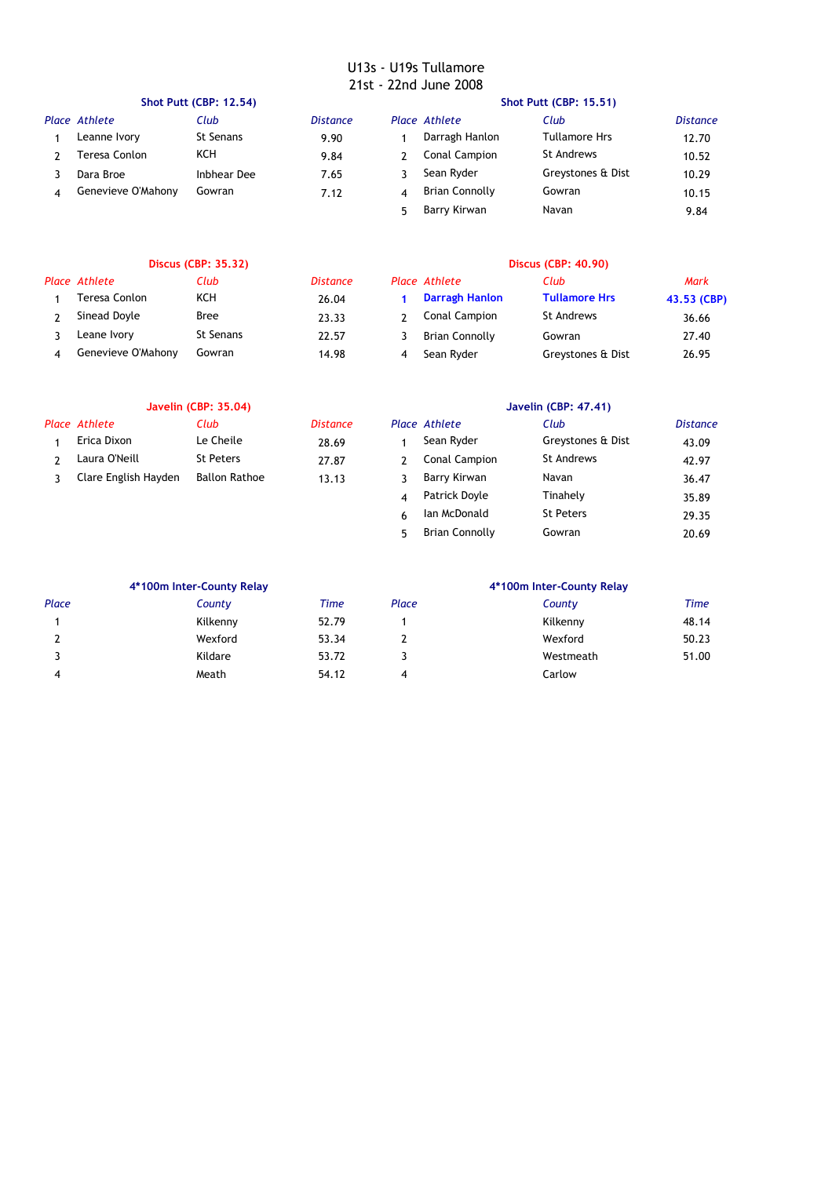# U13s - U19s Tullamore
## 21st - 22nd June 2008

### Shot Putt (CBP: 12.54)

| Place | Athlete | Club | Distance |
|---|---|---|---|
| 1 | Leanne Ivory | St Senans | 9.90 |
| 2 | Teresa Conlon | KCH | 9.84 |
| 3 | Dara Broe | Inbhear Dee | 7.65 |
| 4 | Genevieve O'Mahony | Gowran | 7.12 |

### Shot Putt (CBP: 15.51)

| Place | Athlete | Club | Distance |
|---|---|---|---|
| 1 | Darragh Hanlon | Tullamore Hrs | 12.70 |
| 2 | Conal Campion | St Andrews | 10.52 |
| 3 | Sean Ryder | Greystones & Dist | 10.29 |
| 4 | Brian Connolly | Gowran | 10.15 |
| 5 | Barry Kirwan | Navan | 9.84 |

### Discus (CBP: 35.32)

| Place | Athlete | Club | Distance |
|---|---|---|---|
| 1 | Teresa Conlon | KCH | 26.04 |
| 2 | Sinead Doyle | Bree | 23.33 |
| 3 | Leane Ivory | St Senans | 22.57 |
| 4 | Genevieve O'Mahony | Gowran | 14.98 |

### Discus (CBP: 40.90)

| Place | Athlete | Club | Mark |
|---|---|---|---|
| **1** | **Darragh Hanlon** | **Tullamore Hrs** | **43.53 (CBP)** |
| 2 | Conal Campion | St Andrews | 36.66 |
| 3 | Brian Connolly | Gowran | 27.40 |
| 4 | Sean Ryder | Greystones & Dist | 26.95 |

### Javelin (CBP: 35.04)

| Place | Athlete | Club | Distance |
|---|---|---|---|
| 1 | Erica Dixon | Le Cheile | 28.69 |
| 2 | Laura O'Neill | St Peters | 27.87 |
| 3 | Clare English Hayden | Ballon Rathoe | 13.13 |

### Javelin (CBP: 47.41)

| Place | Athlete | Club | Distance |
|---|---|---|---|
| 1 | Sean Ryder | Greystones & Dist | 43.09 |
| 2 | Conal Campion | St Andrews | 42.97 |
| 3 | Barry Kirwan | Navan | 36.47 |
| 4 | Patrick Doyle | Tinahely | 35.89 |
| 6 | Ian McDonald | St Peters | 29.35 |
| 5 | Brian Connolly | Gowran | 20.69 |

### 4*100m Inter-County Relay

| Place | County | Time |
|---|---|---|
| 1 | Kilkenny | 52.79 |
| 2 | Wexford | 53.34 |
| 3 | Kildare | 53.72 |
| 4 | Meath | 54.12 |

### 4*100m Inter-County Relay

| Place | County | Time |
|---|---|---|
| 1 | Kilkenny | 48.14 |
| 2 | Wexford | 50.23 |
| 3 | Westmeath | 51.00 |
| 4 | Carlow | |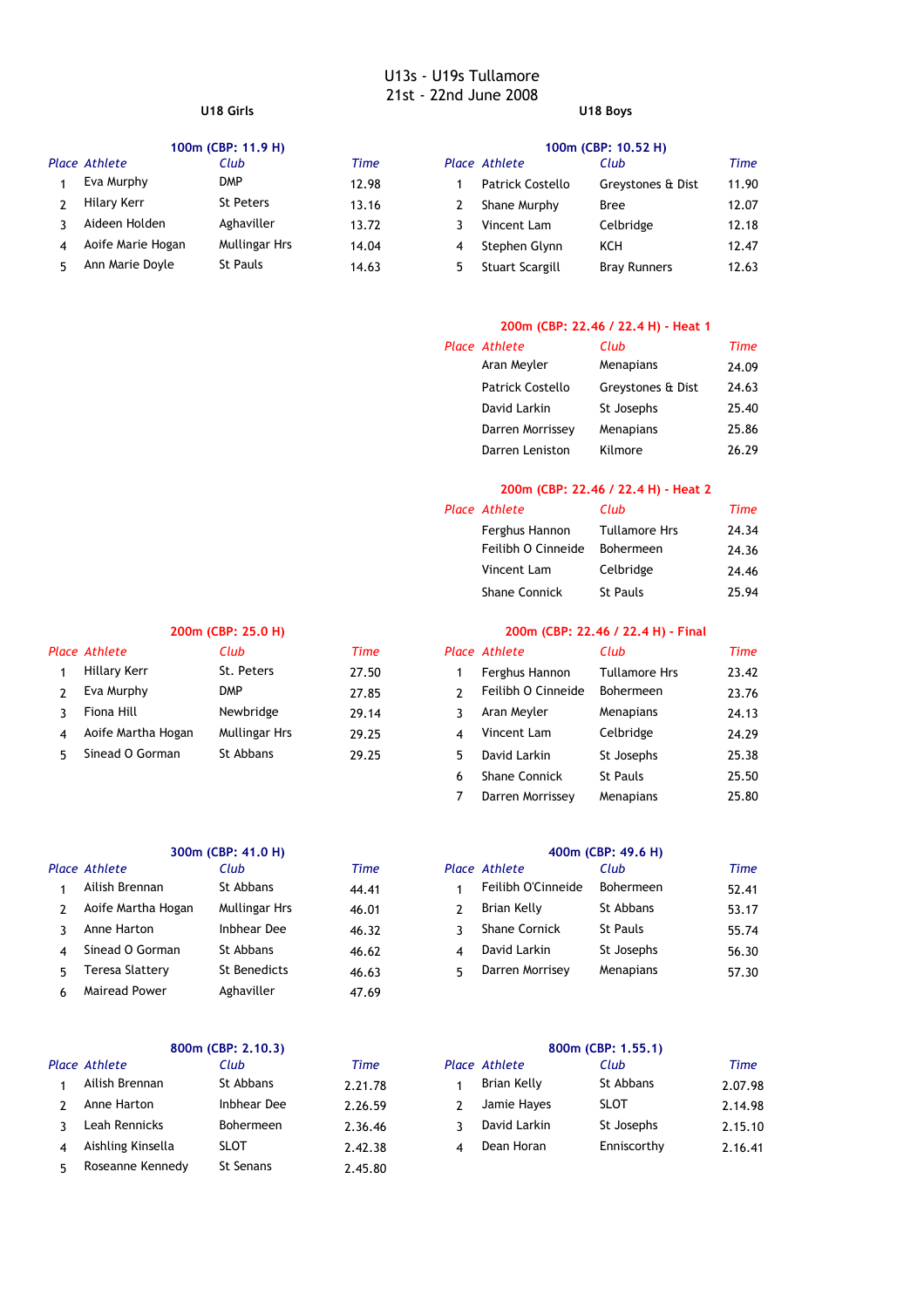# U13s - U19s Tullamore
## 21st - 22nd June 2008

## U18 Girls

### 100m (CBP: 11.9 H)

| Place | Athlete | Club | Time |
|---|---|---|---|
| 1 | Eva Murphy | DMP | 12.98 |
| 2 | Hilary Kerr | St Peters | 13.16 |
| 3 | Aideen Holden | Aghaviller | 13.72 |
| 4 | Aoife Marie Hogan | Mullingar Hrs | 14.04 |
| 5 | Ann Marie Doyle | St Pauls | 14.63 |

### 200m (CBP: 25.0 H)

| Place | Athlete | Club | Time |
|---|---|---|---|
| 1 | Hillary Kerr | St. Peters | 27.50 |
| 2 | Eva Murphy | DMP | 27.85 |
| 3 | Fiona Hill | Newbridge | 29.14 |
| 4 | Aoife Martha Hogan | Mullingar Hrs | 29.25 |
| 5 | Sinead O Gorman | St Abbans | 29.25 |

### 300m (CBP: 41.0 H)

| Place | Athlete | Club | Time |
|---|---|---|---|
| 1 | Ailish Brennan | St Abbans | 44.41 |
| 2 | Aoife Martha Hogan | Mullingar Hrs | 46.01 |
| 3 | Anne Harton | Inbhear Dee | 46.32 |
| 4 | Sinead O Gorman | St Abbans | 46.62 |
| 5 | Teresa Slattery | St Benedicts | 46.63 |
| 6 | Mairead Power | Aghaviller | 47.69 |

### 800m (CBP: 2.10.3)

| Place | Athlete | Club | Time |
|---|---|---|---|
| 1 | Ailish Brennan | St Abbans | 2.21.78 |
| 2 | Anne Harton | Inbhear Dee | 2.26.59 |
| 3 | Leah Rennicks | Bohermeen | 2.36.46 |
| 4 | Aishling Kinsella | SLOT | 2.42.38 |
| 5 | Roseanne Kennedy | St Senans | 2.45.80 |

## U18 Boys

### 100m (CBP: 10.52 H)

| Place | Athlete | Club | Time |
|---|---|---|---|
| 1 | Patrick Costello | Greystones & Dist | 11.90 |
| 2 | Shane Murphy | Bree | 12.07 |
| 3 | Vincent Lam | Celbridge | 12.18 |
| 4 | Stephen Glynn | KCH | 12.47 |
| 5 | Stuart Scargill | Bray Runners | 12.63 |

### 200m (CBP: 22.46 / 22.4 H) - Heat 1

| Place | Athlete | Club | Time |
|---|---|---|---|
| | Aran Meyler | Menapians | 24.09 |
| | Patrick Costello | Greystones & Dist | 24.63 |
| | David Larkin | St Josephs | 25.40 |
| | Darren Morrissey | Menapians | 25.86 |
| | Darren Leniston | Kilmore | 26.29 |

### 200m (CBP: 22.46 / 22.4 H) - Heat 2

| Place | Athlete | Club | Time |
|---|---|---|---|
| | Ferghus Hannon | Tullamore Hrs | 24.34 |
| | Feilibh O Cinneide | Bohermeen | 24.36 |
| | Vincent Lam | Celbridge | 24.46 |
| | Shane Connick | St Pauls | 25.94 |

### 200m (CBP: 22.46 / 22.4 H) - Final

| Place | Athlete | Club | Time |
|---|---|---|---|
| 1 | Ferghus Hannon | Tullamore Hrs | 23.42 |
| 2 | Feilibh O Cinneide | Bohermeen | 23.76 |
| 3 | Aran Meyler | Menapians | 24.13 |
| 4 | Vincent Lam | Celbridge | 24.29 |
| 5 | David Larkin | St Josephs | 25.38 |
| 6 | Shane Connick | St Pauls | 25.50 |
| 7 | Darren Morrissey | Menapians | 25.80 |

### 400m (CBP: 49.6 H)

| Place | Athlete | Club | Time |
|---|---|---|---|
| 1 | Feilibh O'Cinneide | Bohermeen | 52.41 |
| 2 | Brian Kelly | St Abbans | 53.17 |
| 3 | Shane Cornick | St Pauls | 55.74 |
| 4 | David Larkin | St Josephs | 56.30 |
| 5 | Darren Morrisey | Menapians | 57.30 |

### 800m (CBP: 1.55.1)

| Place | Athlete | Club | Time |
|---|---|---|---|
| 1 | Brian Kelly | St Abbans | 2.07.98 |
| 2 | Jamie Hayes | SLOT | 2.14.98 |
| 3 | David Larkin | St Josephs | 2.15.10 |
| 4 | Dean Horan | Enniscorthy | 2.16.41 |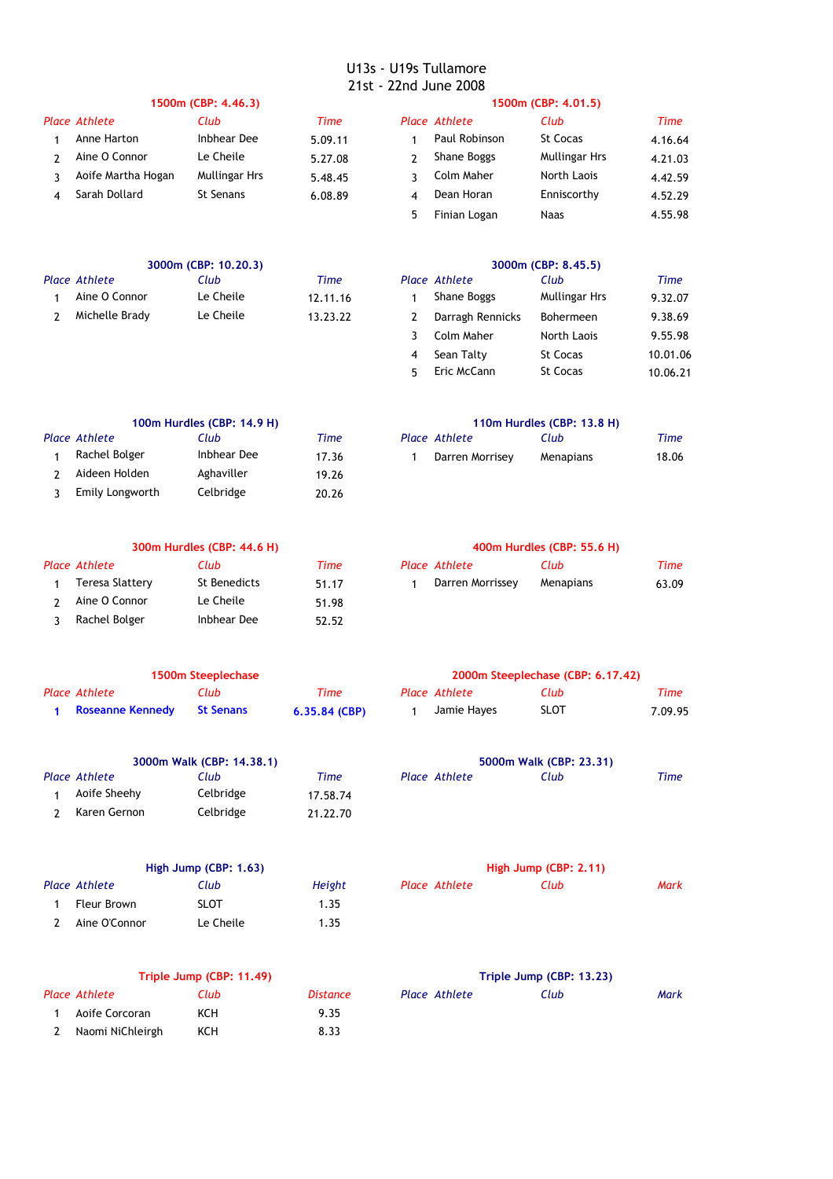# U13s - U19s Tullamore
## 21st - 22nd June 2008

### 1500m (CBP: 4.46.3)

| Place | Athlete | Club | Time |
|---|---|---|---|
| 1 | Anne Harton | Inbhear Dee | 5.09.11 |
| 2 | Aine O Connor | Le Cheile | 5.27.08 |
| 3 | Aoife Martha Hogan | Mullingar Hrs | 5.48.45 |
| 4 | Sarah Dollard | St Senans | 6.08.89 |

### 1500m (CBP: 4.01.5)

| Place | Athlete | Club | Time |
|---|---|---|---|
| 1 | Paul Robinson | St Cocas | 4.16.64 |
| 2 | Shane Boggs | Mullingar Hrs | 4.21.03 |
| 3 | Colm Maher | North Laois | 4.42.59 |
| 4 | Dean Horan | Enniscorthy | 4.52.29 |
| 5 | Finian Logan | Naas | 4.55.98 |

### 3000m (CBP: 10.20.3)

| Place | Athlete | Club | Time |
|---|---|---|---|
| 1 | Aine O Connor | Le Cheile | 12.11.16 |
| 2 | Michelle Brady | Le Cheile | 13.23.22 |

### 3000m (CBP: 8.45.5)

| Place | Athlete | Club | Time |
|---|---|---|---|
| 1 | Shane Boggs | Mullingar Hrs | 9.32.07 |
| 2 | Darragh Rennicks | Bohermeen | 9.38.69 |
| 3 | Colm Maher | North Laois | 9.55.98 |
| 4 | Sean Talty | St Cocas | 10.01.06 |
| 5 | Eric McCann | St Cocas | 10.06.21 |

### 100m Hurdles (CBP: 14.9 H)

| Place | Athlete | Club | Time |
|---|---|---|---|
| 1 | Rachel Bolger | Inbhear Dee | 17.36 |
| 2 | Aideen Holden | Aghaviller | 19.26 |
| 3 | Emily Longworth | Celbridge | 20.26 |

### 110m Hurdles (CBP: 13.8 H)

| Place | Athlete | Club | Time |
|---|---|---|---|
| 1 | Darren Morrisey | Menapians | 18.06 |

### 300m Hurdles (CBP: 44.6 H)

| Place | Athlete | Club | Time |
|---|---|---|---|
| 1 | Teresa Slattery | St Benedicts | 51.17 |
| 2 | Aine O Connor | Le Cheile | 51.98 |
| 3 | Rachel Bolger | Inbhear Dee | 52.52 |

### 400m Hurdles (CBP: 55.6 H)

| Place | Athlete | Club | Time |
|---|---|---|---|
| 1 | Darren Morrissey | Menapians | 63.09 |

### 1500m Steeplechase

| Place | Athlete | Club | Time |
|---|---|---|---|
| **1** | **Roseanne Kennedy** | **St Senans** | **6.35.84 (CBP)** |

### 2000m Steeplechase (CBP: 6.17.42)

| Place | Athlete | Club | Time |
|---|---|---|---|
| 1 | Jamie Hayes | SLOT | 7.09.95 |

### 3000m Walk (CBP: 14.38.1)

| Place | Athlete | Club | Time |
|---|---|---|---|
| 1 | Aoife Sheehy | Celbridge | 17.58.74 |
| 2 | Karen Gernon | Celbridge | 21.22.70 |

### 5000m Walk (CBP: 23.31)

| Place | Athlete | Club | Time |
|---|---|---|---|

### High Jump (CBP: 1.63)

| Place | Athlete | Club | Height |
|---|---|---|---|
| 1 | Fleur Brown | SLOT | 1.35 |
| 2 | Aine O'Connor | Le Cheile | 1.35 |

### High Jump (CBP: 2.11)

| Place | Athlete | Club | Mark |
|---|---|---|---|

### Triple Jump (CBP: 11.49)

| Place | Athlete | Club | Distance |
|---|---|---|---|
| 1 | Aoife Corcoran | KCH | 9.35 |
| 2 | Naomi NiChleirgh | KCH | 8.33 |

### Triple Jump (CBP: 13.23)

| Place | Athlete | Club | Mark |
|---|---|---|---|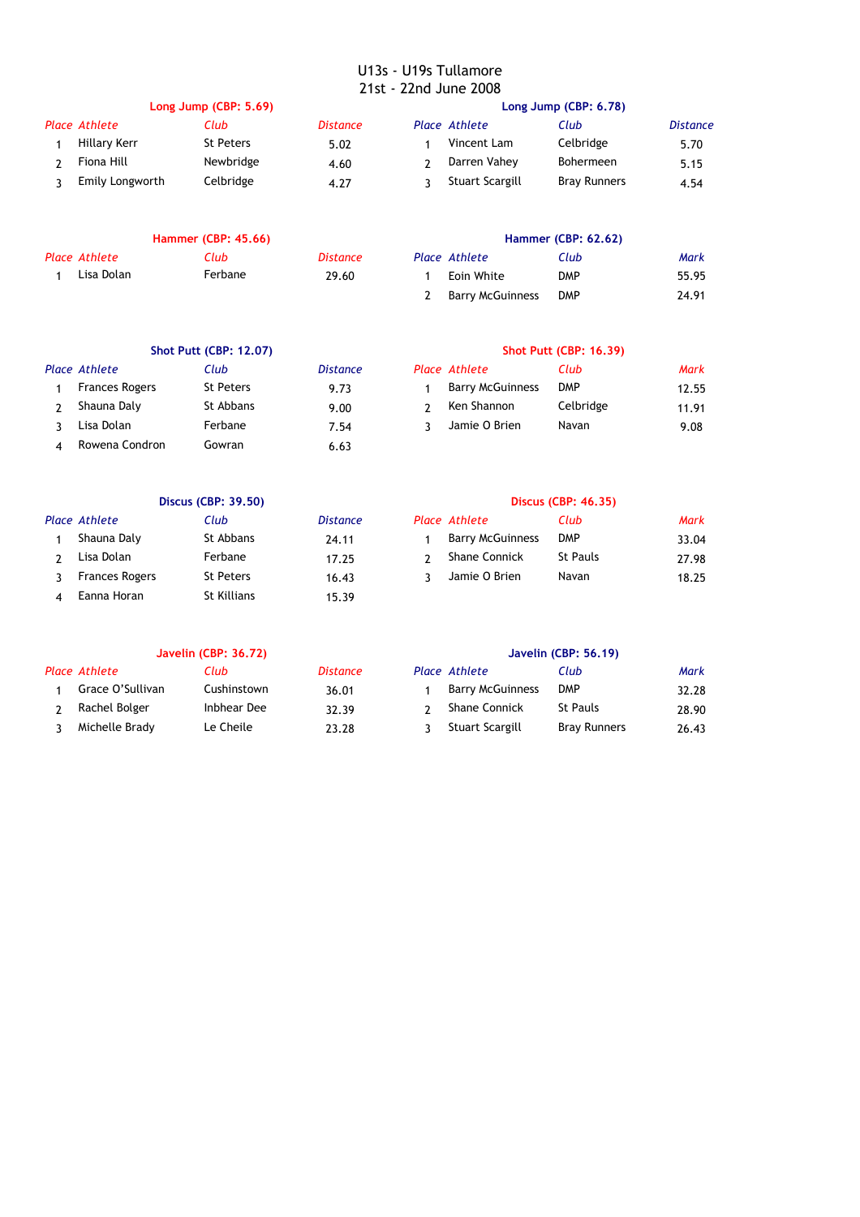# U13s - U19s Tullamore
## 21st - 22nd June 2008

### Long Jump (CBP: 5.69)

| Place | Athlete | Club | Distance |
|---|---|---|---|
| 1 | Hillary Kerr | St Peters | 5.02 |
| 2 | Fiona Hill | Newbridge | 4.60 |
| 3 | Emily Longworth | Celbridge | 4.27 |

### Long Jump (CBP: 6.78)

| Place | Athlete | Club | Distance |
|---|---|---|---|
| 1 | Vincent Lam | Celbridge | 5.70 |
| 2 | Darren Vahey | Bohermeen | 5.15 |
| 3 | Stuart Scargill | Bray Runners | 4.54 |

### Hammer (CBP: 45.66)

| Place | Athlete | Club | Distance |
|---|---|---|---|
| 1 | Lisa Dolan | Ferbane | 29.60 |

### Hammer (CBP: 62.62)

| Place | Athlete | Club | Mark |
|---|---|---|---|
| 1 | Eoin White | DMP | 55.95 |
| 2 | Barry McGuinness | DMP | 24.91 |

### Shot Putt (CBP: 12.07)

| Place | Athlete | Club | Distance |
|---|---|---|---|
| 1 | Frances Rogers | St Peters | 9.73 |
| 2 | Shauna Daly | St Abbans | 9.00 |
| 3 | Lisa Dolan | Ferbane | 7.54 |
| 4 | Rowena Condron | Gowran | 6.63 |

### Shot Putt (CBP: 16.39)

| Place | Athlete | Club | Mark |
|---|---|---|---|
| 1 | Barry McGuinness | DMP | 12.55 |
| 2 | Ken Shannon | Celbridge | 11.91 |
| 3 | Jamie O Brien | Navan | 9.08 |

### Discus (CBP: 39.50)

| Place | Athlete | Club | Distance |
|---|---|---|---|
| 1 | Shauna Daly | St Abbans | 24.11 |
| 2 | Lisa Dolan | Ferbane | 17.25 |
| 3 | Frances Rogers | St Peters | 16.43 |
| 4 | Eanna Horan | St Killians | 15.39 |

### Discus (CBP: 46.35)

| Place | Athlete | Club | Mark |
|---|---|---|---|
| 1 | Barry McGuinness | DMP | 33.04 |
| 2 | Shane Connick | St Pauls | 27.98 |
| 3 | Jamie O Brien | Navan | 18.25 |

### Javelin (CBP: 36.72)

| Place | Athlete | Club | Distance |
|---|---|---|---|
| 1 | Grace O'Sullivan | Cushinstown | 36.01 |
| 2 | Rachel Bolger | Inbhear Dee | 32.39 |
| 3 | Michelle Brady | Le Cheile | 23.28 |

### Javelin (CBP: 56.19)

| Place | Athlete | Club | Mark |
|---|---|---|---|
| 1 | Barry McGuinness | DMP | 32.28 |
| 2 | Shane Connick | St Pauls | 28.90 |
| 3 | Stuart Scargill | Bray Runners | 26.43 |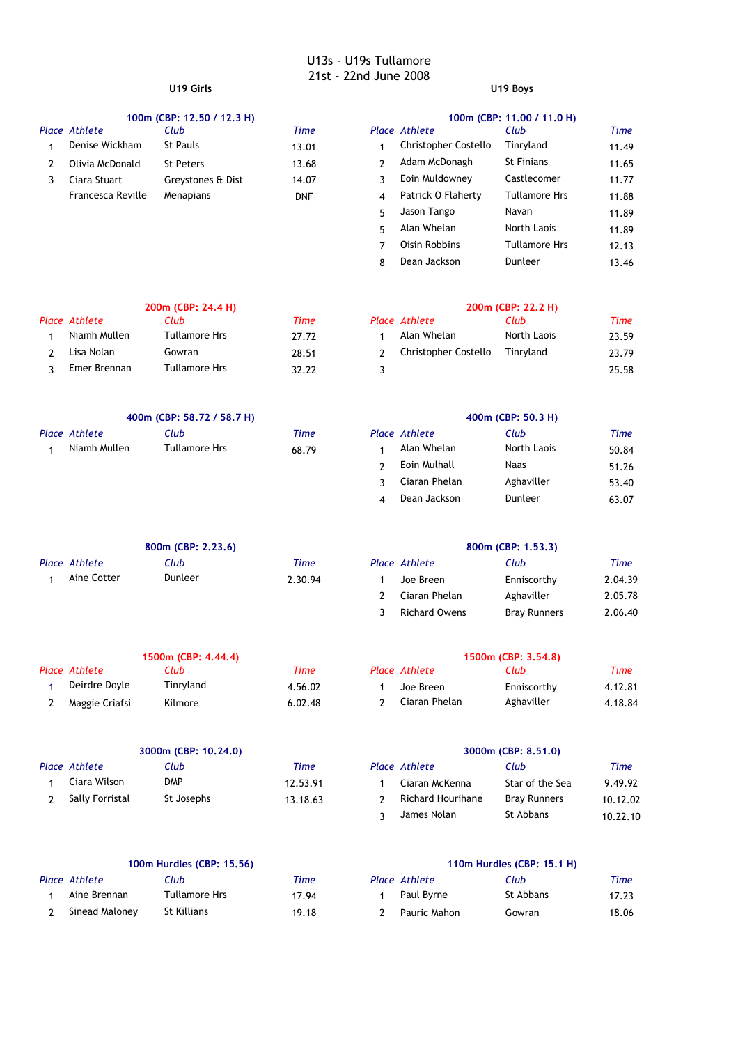# U13s - U19s Tullamore
## 21st - 22nd June 2008

## U19 Girls

### 100m (CBP: 12.50 / 12.3 H)

| Place | Athlete | Club | Time |
|---|---|---|---|
| 1 | Denise Wickham | St Pauls | 13.01 |
| 2 | Olivia McDonald | St Peters | 13.68 |
| 3 | Ciara Stuart | Greystones & Dist | 14.07 |
| | Francesca Reville | Menapians | DNF |

### 200m (CBP: 24.4 H)

| Place | Athlete | Club | Time |
|---|---|---|---|
| 1 | Niamh Mullen | Tullamore Hrs | 27.72 |
| 2 | Lisa Nolan | Gowran | 28.51 |
| 3 | Emer Brennan | Tullamore Hrs | 32.22 |

### 400m (CBP: 58.72 / 58.7 H)

| Place | Athlete | Club | Time |
|---|---|---|---|
| 1 | Niamh Mullen | Tullamore Hrs | 68.79 |

### 800m (CBP: 2.23.6)

| Place | Athlete | Club | Time |
|---|---|---|---|
| 1 | Aine Cotter | Dunleer | 2.30.94 |

### 1500m (CBP: 4.44.4)

| Place | Athlete | Club | Time |
|---|---|---|---|
| 1 | Deirdre Doyle | Tinryland | 4.56.02 |
| 2 | Maggie Criafsi | Kilmore | 6.02.48 |

### 3000m (CBP: 10.24.0)

| Place | Athlete | Club | Time |
|---|---|---|---|
| 1 | Ciara Wilson | DMP | 12.53.91 |
| 2 | Sally Forristal | St Josephs | 13.18.63 |

### 100m Hurdles (CBP: 15.56)

| Place | Athlete | Club | Time |
|---|---|---|---|
| 1 | Aine Brennan | Tullamore Hrs | 17.94 |
| 2 | Sinead Maloney | St Killians | 19.18 |

## U19 Boys

### 100m (CBP: 11.00 / 11.0 H)

| Place | Athlete | Club | Time |
|---|---|---|---|
| 1 | Christopher Costello | Tinryland | 11.49 |
| 2 | Adam McDonagh | St Finians | 11.65 |
| 3 | Eoin Muldowney | Castlecomer | 11.77 |
| 4 | Patrick O Flaherty | Tullamore Hrs | 11.88 |
| 5 | Jason Tango | Navan | 11.89 |
| 5 | Alan Whelan | North Laois | 11.89 |
| 7 | Oisin Robbins | Tullamore Hrs | 12.13 |
| 8 | Dean Jackson | Dunleer | 13.46 |

### 200m (CBP: 22.2 H)

| Place | Athlete | Club | Time |
|---|---|---|---|
| 1 | Alan Whelan | North Laois | 23.59 |
| 2 | Christopher Costello | Tinryland | 23.79 |
| 3 | | | 25.58 |

### 400m (CBP: 50.3 H)

| Place | Athlete | Club | Time |
|---|---|---|---|
| 1 | Alan Whelan | North Laois | 50.84 |
| 2 | Eoin Mulhall | Naas | 51.26 |
| 3 | Ciaran Phelan | Aghaviller | 53.40 |
| 4 | Dean Jackson | Dunleer | 63.07 |

### 800m (CBP: 1.53.3)

| Place | Athlete | Club | Time |
|---|---|---|---|
| 1 | Joe Breen | Enniscorthy | 2.04.39 |
| 2 | Ciaran Phelan | Aghaviller | 2.05.78 |
| 3 | Richard Owens | Bray Runners | 2.06.40 |

### 1500m (CBP: 3.54.8)

| Place | Athlete | Club | Time |
|---|---|---|---|
| 1 | Joe Breen | Enniscorthy | 4.12.81 |
| 2 | Ciaran Phelan | Aghaviller | 4.18.84 |

### 3000m (CBP: 8.51.0)

| Place | Athlete | Club | Time |
|---|---|---|---|
| 1 | Ciaran McKenna | Star of the Sea | 9.49.92 |
| 2 | Richard Hourihane | Bray Runners | 10.12.02 |
| 3 | James Nolan | St Abbans | 10.22.10 |

### 110m Hurdles (CBP: 15.1 H)

| Place | Athlete | Club | Time |
|---|---|---|---|
| 1 | Paul Byrne | St Abbans | 17.23 |
| 2 | Pauric Mahon | Gowran | 18.06 |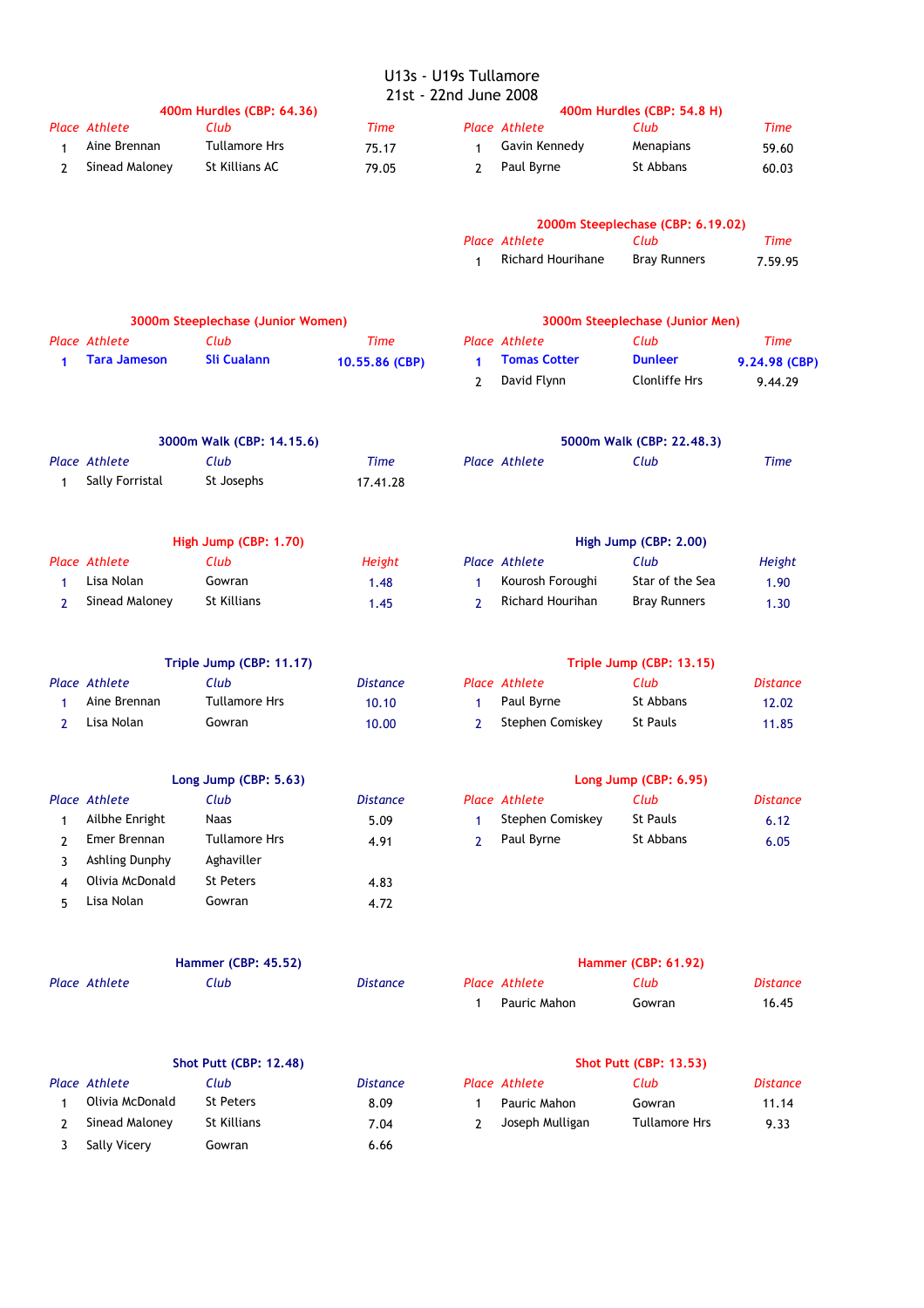# U13s - U19s Tullamore
## 21st - 22nd June 2008

### 400m Hurdles (CBP: 64.36)

| Place | Athlete | Club | Time |
|---|---|---|---|
| 1 | Aine Brennan | Tullamore Hrs | 75.17 |
| 2 | Sinead Maloney | St Killians AC | 79.05 |

### 400m Hurdles (CBP: 54.8 H)

| Place | Athlete | Club | Time |
|---|---|---|---|
| 1 | Gavin Kennedy | Menapians | 59.60 |
| 2 | Paul Byrne | St Abbans | 60.03 |

### 2000m Steeplechase (CBP: 6.19.02)

| Place | Athlete | Club | Time |
|---|---|---|---|
| 1 | Richard Hourihane | Bray Runners | 7.59.95 |

### 3000m Steeplechase (Junior Women)

| Place | Athlete | Club | Time |
|---|---|---|---|
| **1** | **Tara Jameson** | **Sli Cualann** | **10.55.86 (CBP)** |

### 3000m Steeplechase (Junior Men)

| Place | Athlete | Club | Time |
|---|---|---|---|
| **1** | **Tomas Cotter** | **Dunleer** | **9.24.98 (CBP)** |
| 2 | David Flynn | Clonliffe Hrs | 9.44.29 |

### 3000m Walk (CBP: 14.15.6)

| Place | Athlete | Club | Time |
|---|---|---|---|
| 1 | Sally Forristal | St Josephs | 17.41.28 |

### 5000m Walk (CBP: 22.48.3)

| Place | Athlete | Club | Time |
|---|---|---|---|

### High Jump (CBP: 1.70)

| Place | Athlete | Club | Height |
|---|---|---|---|
| 1 | Lisa Nolan | Gowran | 1.48 |
| 2 | Sinead Maloney | St Killians | 1.45 |

### High Jump (CBP: 2.00)

| Place | Athlete | Club | Height |
|---|---|---|---|
| 1 | Kourosh Foroughi | Star of the Sea | 1.90 |
| 2 | Richard Hourihan | Bray Runners | 1.30 |

### Triple Jump (CBP: 11.17)

| Place | Athlete | Club | Distance |
|---|---|---|---|
| 1 | Aine Brennan | Tullamore Hrs | 10.10 |
| 2 | Lisa Nolan | Gowran | 10.00 |

### Triple Jump (CBP: 13.15)

| Place | Athlete | Club | Distance |
|---|---|---|---|
| 1 | Paul Byrne | St Abbans | 12.02 |
| 2 | Stephen Comiskey | St Pauls | 11.85 |

### Long Jump (CBP: 5.63)

| Place | Athlete | Club | Distance |
|---|---|---|---|
| 1 | Ailbhe Enright | Naas | 5.09 |
| 2 | Emer Brennan | Tullamore Hrs | 4.91 |
| 3 | Ashling Dunphy | Aghaviller | |
| 4 | Olivia McDonald | St Peters | 4.83 |
| 5 | Lisa Nolan | Gowran | 4.72 |

### Long Jump (CBP: 6.95)

| Place | Athlete | Club | Distance |
|---|---|---|---|
| 1 | Stephen Comiskey | St Pauls | 6.12 |
| 2 | Paul Byrne | St Abbans | 6.05 |

### Hammer (CBP: 45.52)

| Place | Athlete | Club | Distance |
|---|---|---|---|

### Hammer (CBP: 61.92)

| Place | Athlete | Club | Distance |
|---|---|---|---|
| 1 | Pauric Mahon | Gowran | 16.45 |

### Shot Putt (CBP: 12.48)

| Place | Athlete | Club | Distance |
|---|---|---|---|
| 1 | Olivia McDonald | St Peters | 8.09 |
| 2 | Sinead Maloney | St Killians | 7.04 |
| 3 | Sally Vicery | Gowran | 6.66 |

### Shot Putt (CBP: 13.53)

| Place | Athlete | Club | Distance |
|---|---|---|---|
| 1 | Pauric Mahon | Gowran | 11.14 |
| 2 | Joseph Mulligan | Tullamore Hrs | 9.33 |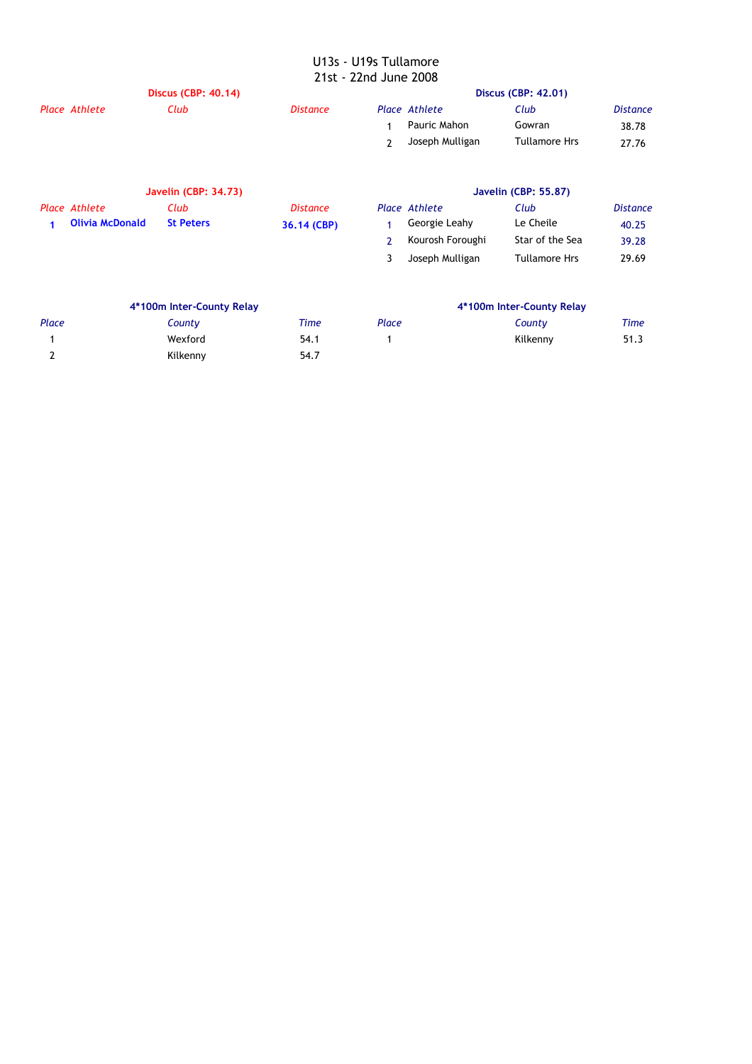# U13s - U19s Tullamore
## 21st - 22nd June 2008

### Discus (CBP: 40.14)

| Place | Athlete | Club | Distance |
|---|---|---|---|

### Discus (CBP: 42.01)

| Place | Athlete | Club | Distance |
|---|---|---|---|
| 1 | Pauric Mahon | Gowran | 38.78 |
| 2 | Joseph Mulligan | Tullamore Hrs | 27.76 |

### Javelin (CBP: 34.73)

| Place | Athlete | Club | Distance |
|---|---|---|---|
| **1** | **Olivia McDonald** | **St Peters** | **36.14 (CBP)** |

### Javelin (CBP: 55.87)

| Place | Athlete | Club | Distance |
|---|---|---|---|
| 1 | Georgie Leahy | Le Cheile | 40.25 |
| 2 | Kourosh Foroughi | Star of the Sea | 39.28 |
| 3 | Joseph Mulligan | Tullamore Hrs | 29.69 |

### 4*100m Inter-County Relay

| Place | County | Time |
|---|---|---|
| 1 | Wexford | 54.1 |
| 2 | Kilkenny | 54.7 |

### 4*100m Inter-County Relay

| Place | County | Time |
|---|---|---|
| 1 | Kilkenny | 51.3 |